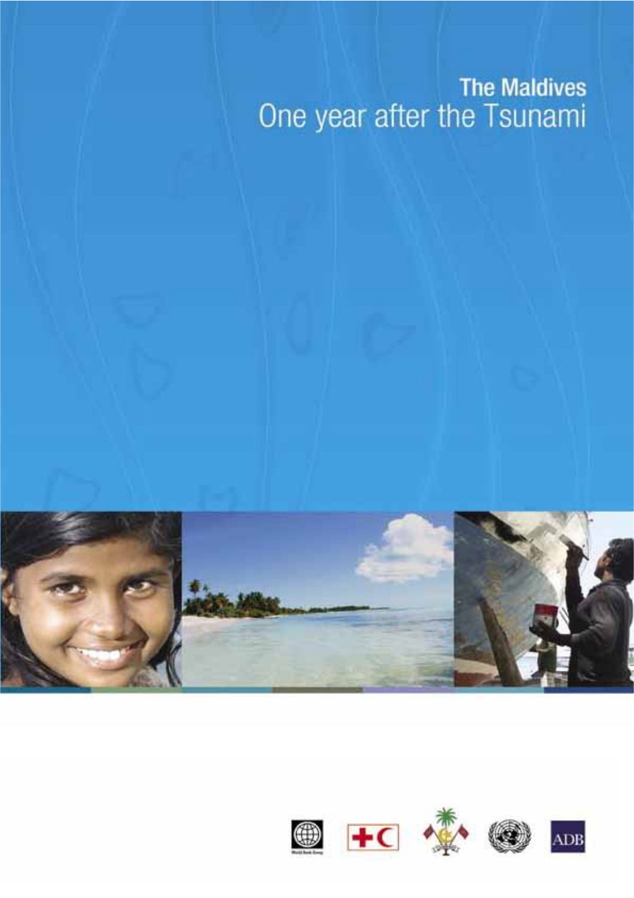# The Maldives
## One year after the Tsunami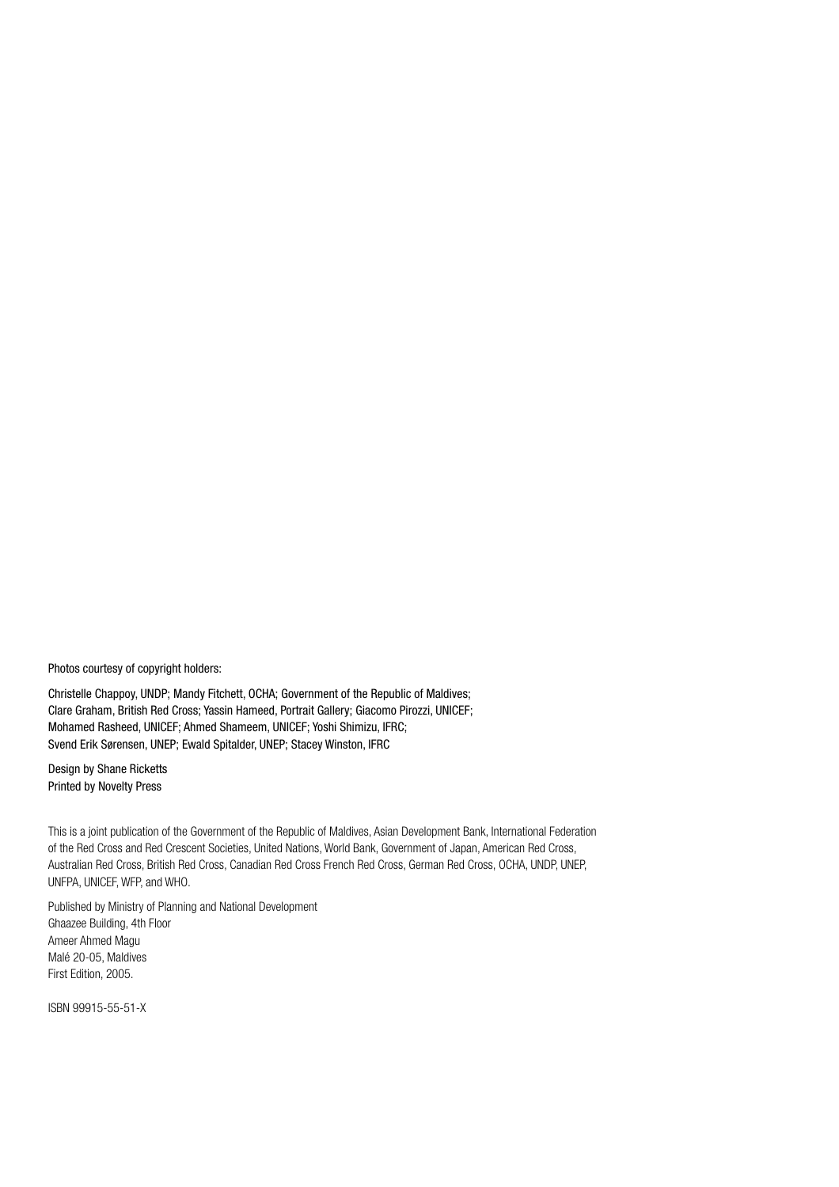Photos courtesy of copyright holders:

Christelle Chappoy, UNDP; Mandy Fitchett, OCHA; Government of the Republic of Maldives; Clare Graham, British Red Cross; Yassin Hameed, Portrait Gallery; Giacomo Pirozzi, UNICEF; Mohamed Rasheed, UNICEF; Ahmed Shameem, UNICEF; Yoshi Shimizu, IFRC; Svend Erik Sørensen, UNEP; Ewald Spitalder, UNEP; Stacey Winston, IFRC

Design by Shane Ricketts
Printed by Novelty Press

This is a joint publication of the Government of the Republic of Maldives, Asian Development Bank, International Federation of the Red Cross and Red Crescent Societies, United Nations, World Bank, Government of Japan, American Red Cross, Australian Red Cross, British Red Cross, Canadian Red Cross French Red Cross, German Red Cross, OCHA, UNDP, UNEP, UNFPA, UNICEF, WFP, and WHO.

Published by Ministry of Planning and National Development
Ghaazee Building, 4th Floor
Ameer Ahmed Magu
Malé 20-05, Maldives
First Edition, 2005.

ISBN 99915-55-51-X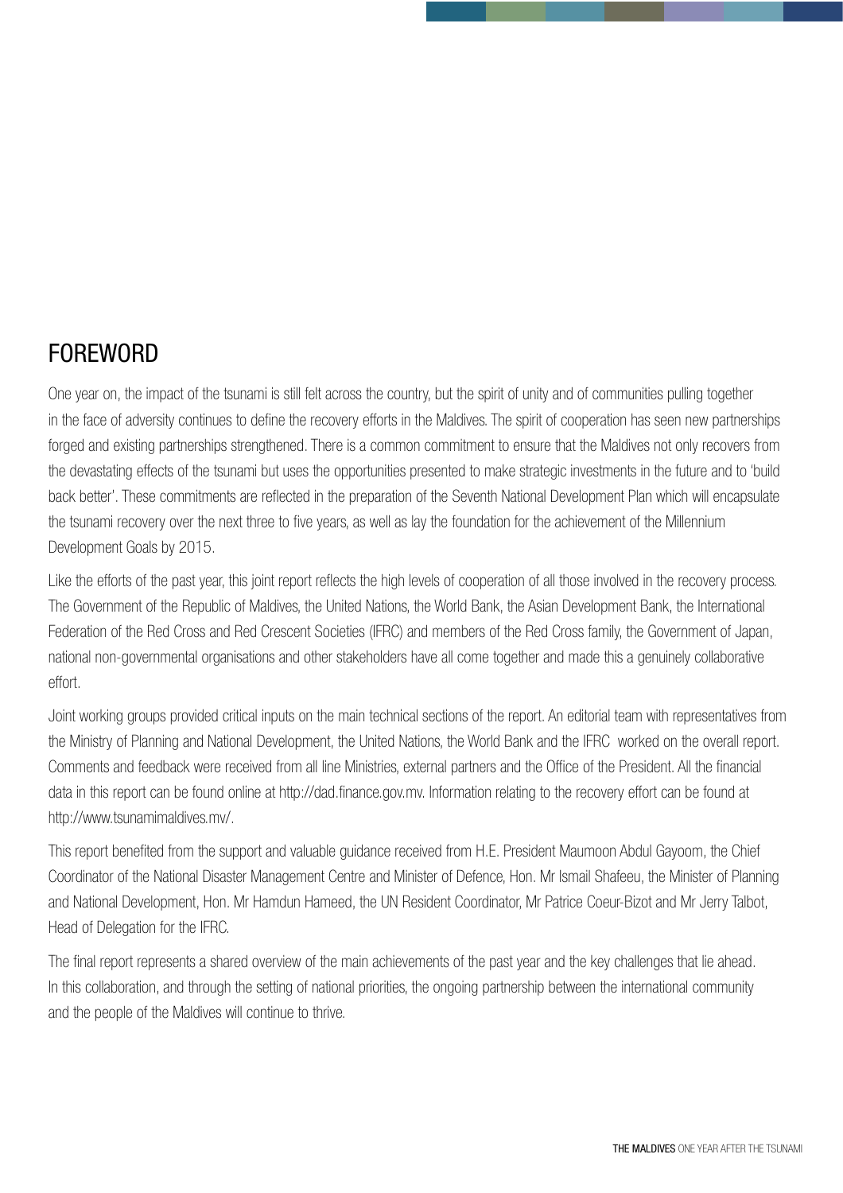# FOREWORD

One year on, the impact of the tsunami is still felt across the country, but the spirit of unity and of communities pulling together in the face of adversity continues to define the recovery efforts in the Maldives. The spirit of cooperation has seen new partnerships forged and existing partnerships strengthened. There is a common commitment to ensure that the Maldives not only recovers from the devastating effects of the tsunami but uses the opportunities presented to make strategic investments in the future and to 'build back better'. These commitments are reflected in the preparation of the Seventh National Development Plan which will encapsulate the tsunami recovery over the next three to five years, as well as lay the foundation for the achievement of the Millennium Development Goals by 2015.

Like the efforts of the past year, this joint report reflects the high levels of cooperation of all those involved in the recovery process. The Government of the Republic of Maldives, the United Nations, the World Bank, the Asian Development Bank, the International Federation of the Red Cross and Red Crescent Societies (IFRC) and members of the Red Cross family, the Government of Japan, national non-governmental organisations and other stakeholders have all come together and made this a genuinely collaborative effort.

Joint working groups provided critical inputs on the main technical sections of the report. An editorial team with representatives from the Ministry of Planning and National Development, the United Nations, the World Bank and the IFRC worked on the overall report. Comments and feedback were received from all line Ministries, external partners and the Office of the President. All the financial data in this report can be found online at http://dad.finance.gov.mv. Information relating to the recovery effort can be found at http://www.tsunamimaldives.mv/.

This report benefited from the support and valuable guidance received from H.E. President Maumoon Abdul Gayoom, the Chief Coordinator of the National Disaster Management Centre and Minister of Defence, Hon. Mr Ismail Shafeeu, the Minister of Planning and National Development, Hon. Mr Hamdun Hameed, the UN Resident Coordinator, Mr Patrice Coeur-Bizot and Mr Jerry Talbot, Head of Delegation for the IFRC.

The final report represents a shared overview of the main achievements of the past year and the key challenges that lie ahead. In this collaboration, and through the setting of national priorities, the ongoing partnership between the international community and the people of the Maldives will continue to thrive.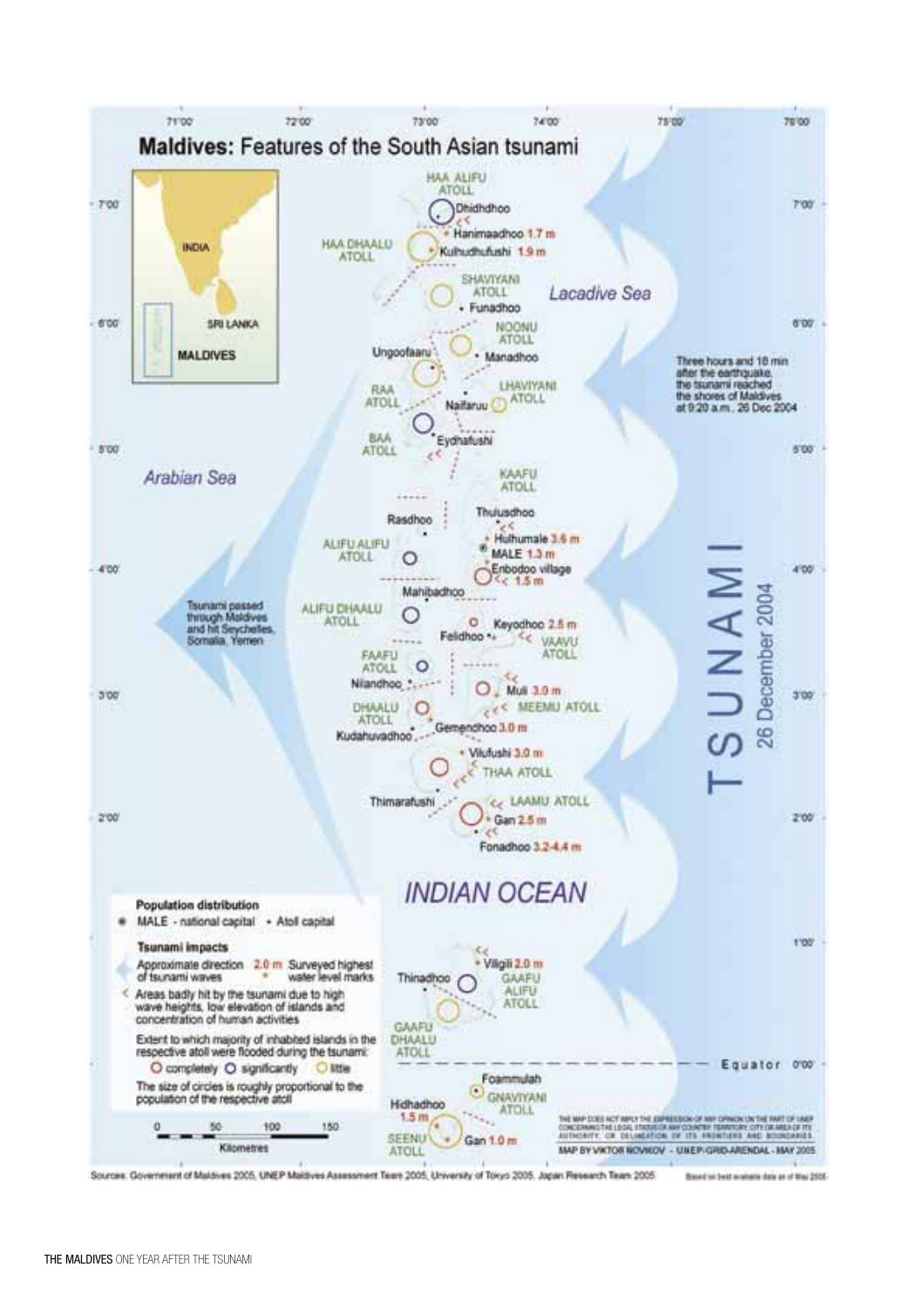# Maldives: Features of the South Asian tsunami

INDIA

SRI LANKA

MALDIVES

Arabian Sea

Lacadive Sea

INDIAN OCEAN

HAA ALIFU ATOLL
Dhidhdhoo
Hanimaadhoo 1.7 m
HAA DHAALU ATOLL
Kulhudhuffushi 1.9 m
SHAVIYANI ATOLL
Funadhoo
NOONU ATOLL
Ungoofaaru
Manadhoo
RAA ATOLL
LHAVIYANI ATOLL
Naifaruu
BAA ATOLL
Eydhafushi
KAAFU ATOLL
Thulusdhoo
Rasdhoo
Hulhumale 3.6 m
ALIFU ALIFU ATOLL
MALE 1.3 m
Enbodoo village 1.5 m
Mahibadhoo
ALIFU DHAALU ATOLL
Keyodhoo 2.5 m
Felidhoo
VAAVU ATOLL
FAAFU ATOLL
Nilandhoo
Muli 3.0 m
MEEMU ATOLL
DHAALU ATOLL
Kudahuvadhoo
Gemendhoo 3.0 m
Vilufushi 3.0 m
THAA ATOLL
Thimarafushi
LAAMU ATOLL
Gan 2.5 m
Fonadhoo 3.2-4.4 m
Viligili 2.0 m
Thinadhoo
GAAFU ALIFU ATOLL
GAAFU DHAALU ATOLL
Equator
Foammulah
GNAVIYANI ATOLL
Hidhadhoo 1.5 m
SEENU ATOLL
Gan 1.0 m

Three hours and 10 min after the earthquake, the tsunami reached the shores of Maldives at 9:20 a.m., 26 Dec 2004

Tsunami passed through Maldives and hit Seychelles, Somalia, Yemen

TSUNAMI 26 December 2004

**Population distribution**

- MALE - national capital
- Atoll capital

**Tsunami impacts**

- Approximate direction of tsunami waves
- 2.0 m Surveyed highest water level marks
- < Areas badly hit by the tsunami due to high wave heights, low elevation of islands and concentration of human activities

Extent to which majority of inhabited islands in the respective atoll were flooded during the tsunami: completely / significantly / little

The size of circles is roughly proportional to the population of the respective atoll

0 50 100 150 Kilometres

THE MAP DOES NOT IMPLY THE EXPRESSION OF ANY OPINION ON THE PART OF UNEP CONCERNING THE LEGAL STATUS OF ANY COUNTRY, TERRITORY, CITY OR AREA OF ITS AUTHORITY, OR DELINEATION OF ITS FRONTIERS AND BOUNDARIES

MAP BY VIKTOR NOVIKOV - UNEP/GRID-ARENDAL - MAY 2005

Sources: Government of Maldives 2005, UNEP Maldives Assessment Team 2005, University of Tokyo 2005, Japan Research Team 2005

Based on best available data as of May 2005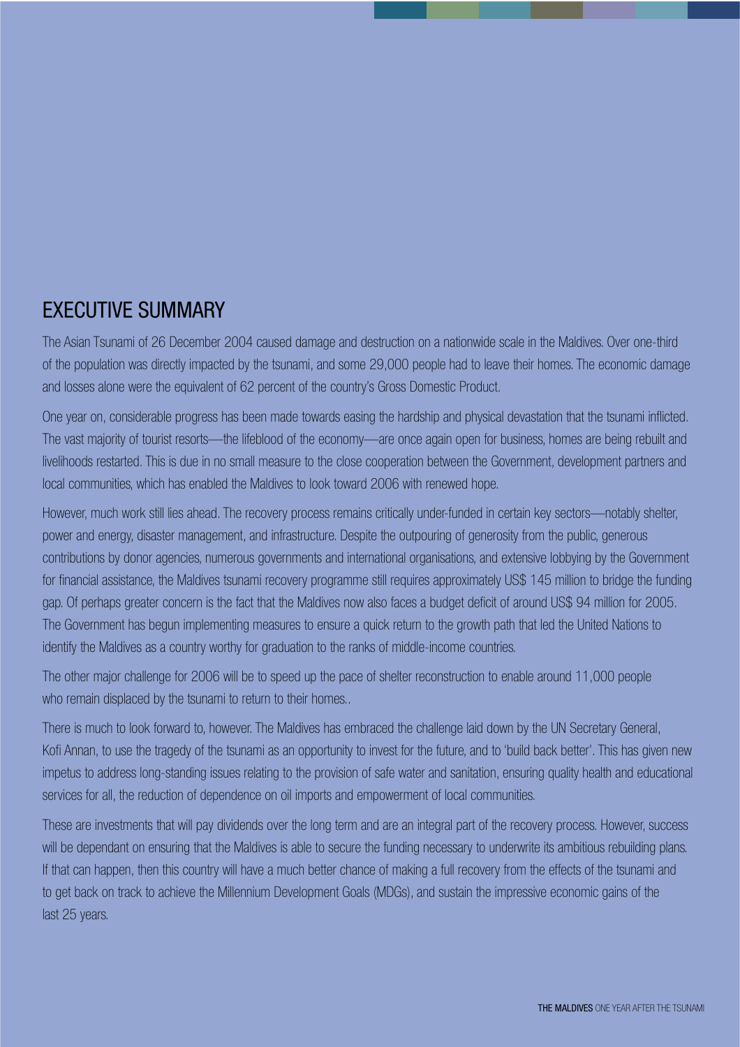# EXECUTIVE SUMMARY

The Asian Tsunami of 26 December 2004 caused damage and destruction on a nationwide scale in the Maldives. Over one-third of the population was directly impacted by the tsunami, and some 29,000 people had to leave their homes. The economic damage and losses alone were the equivalent of 62 percent of the country's Gross Domestic Product.

One year on, considerable progress has been made towards easing the hardship and physical devastation that the tsunami inflicted. The vast majority of tourist resorts—the lifeblood of the economy—are once again open for business, homes are being rebuilt and livelihoods restarted. This is due in no small measure to the close cooperation between the Government, development partners and local communities, which has enabled the Maldives to look toward 2006 with renewed hope.

However, much work still lies ahead. The recovery process remains critically under-funded in certain key sectors—notably shelter, power and energy, disaster management, and infrastructure. Despite the outpouring of generosity from the public, generous contributions by donor agencies, numerous governments and international organisations, and extensive lobbying by the Government for financial assistance, the Maldives tsunami recovery programme still requires approximately US$ 145 million to bridge the funding gap. Of perhaps greater concern is the fact that the Maldives now also faces a budget deficit of around US$ 94 million for 2005. The Government has begun implementing measures to ensure a quick return to the growth path that led the United Nations to identify the Maldives as a country worthy for graduation to the ranks of middle-income countries.

The other major challenge for 2006 will be to speed up the pace of shelter reconstruction to enable around 11,000 people who remain displaced by the tsunami to return to their homes..

There is much to look forward to, however. The Maldives has embraced the challenge laid down by the UN Secretary General, Kofi Annan, to use the tragedy of the tsunami as an opportunity to invest for the future, and to 'build back better'. This has given new impetus to address long-standing issues relating to the provision of safe water and sanitation, ensuring quality health and educational services for all, the reduction of dependence on oil imports and empowerment of local communities.

These are investments that will pay dividends over the long term and are an integral part of the recovery process. However, success will be dependant on ensuring that the Maldives is able to secure the funding necessary to underwrite its ambitious rebuilding plans. If that can happen, then this country will have a much better chance of making a full recovery from the effects of the tsunami and to get back on track to achieve the Millennium Development Goals (MDGs), and sustain the impressive economic gains of the last 25 years.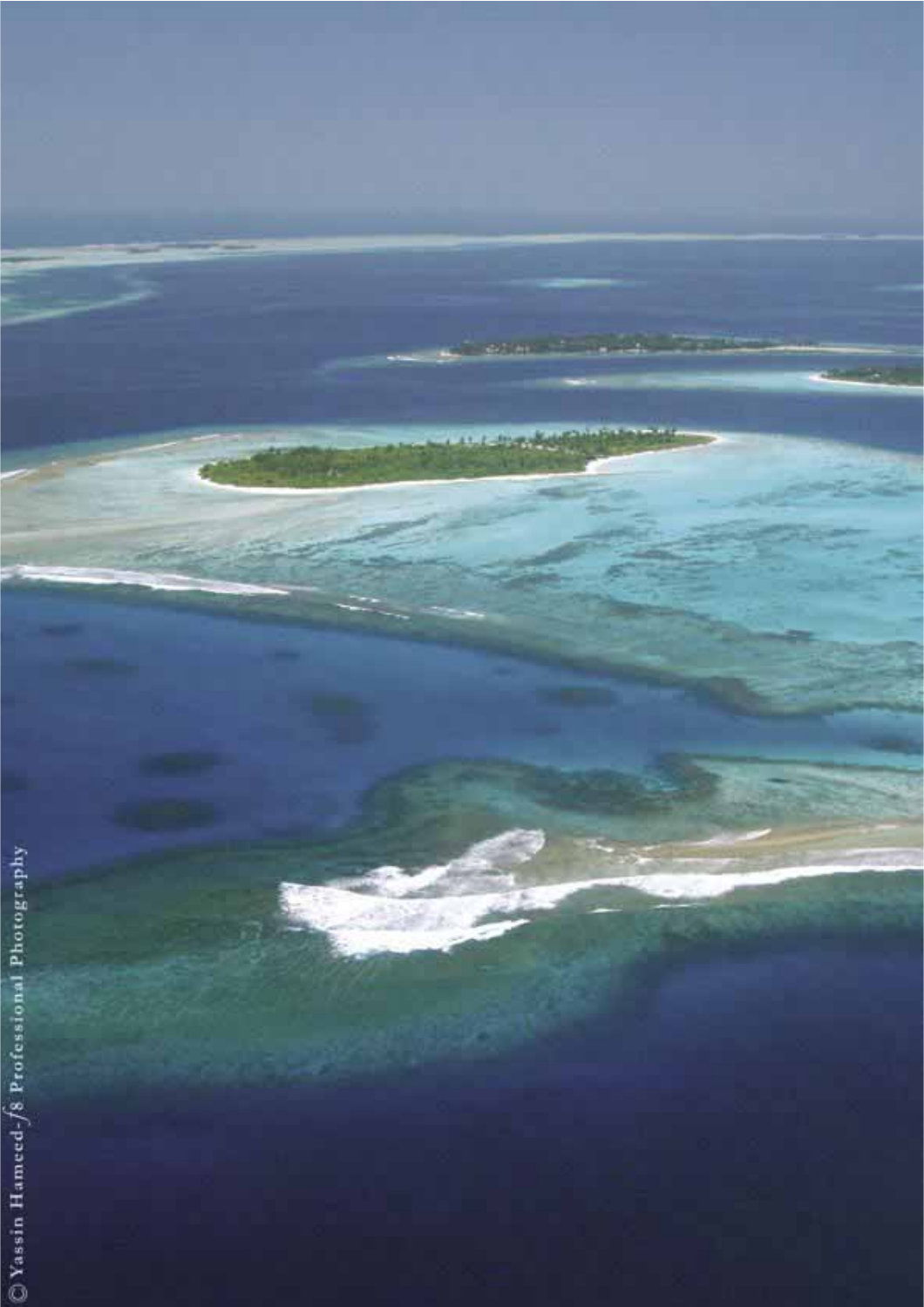© Yassin Hameed-ƒ8 Professional Photography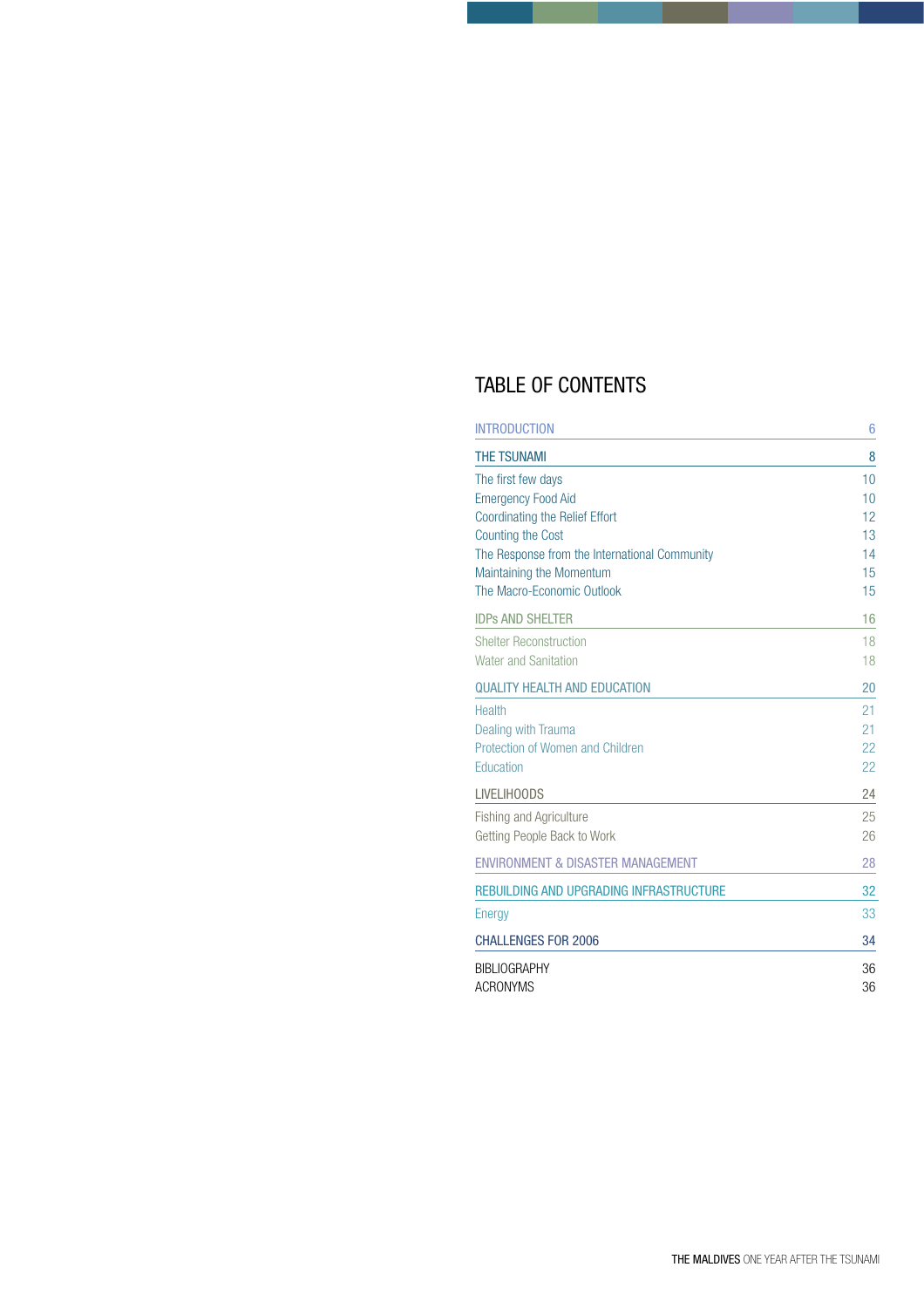# TABLE OF CONTENTS

| | |
|---|---|
| INTRODUCTION | 6 |
| THE TSUNAMI | 8 |
| The first few days | 10 |
| Emergency Food Aid | 10 |
| Coordinating the Relief Effort | 12 |
| Counting the Cost | 13 |
| The Response from the International Community | 14 |
| Maintaining the Momentum | 15 |
| The Macro-Economic Outlook | 15 |
| IDPs AND SHELTER | 16 |
| Shelter Reconstruction | 18 |
| Water and Sanitation | 18 |
| QUALITY HEALTH AND EDUCATION | 20 |
| Health | 21 |
| Dealing with Trauma | 21 |
| Protection of Women and Children | 22 |
| Education | 22 |
| LIVELIHOODS | 24 |
| Fishing and Agriculture | 25 |
| Getting People Back to Work | 26 |
| ENVIRONMENT & DISASTER MANAGEMENT | 28 |
| REBUILDING AND UPGRADING INFRASTRUCTURE | 32 |
| Energy | 33 |
| CHALLENGES FOR 2006 | 34 |
| BIBLIOGRAPHY | 36 |
| ACRONYMS | 36 |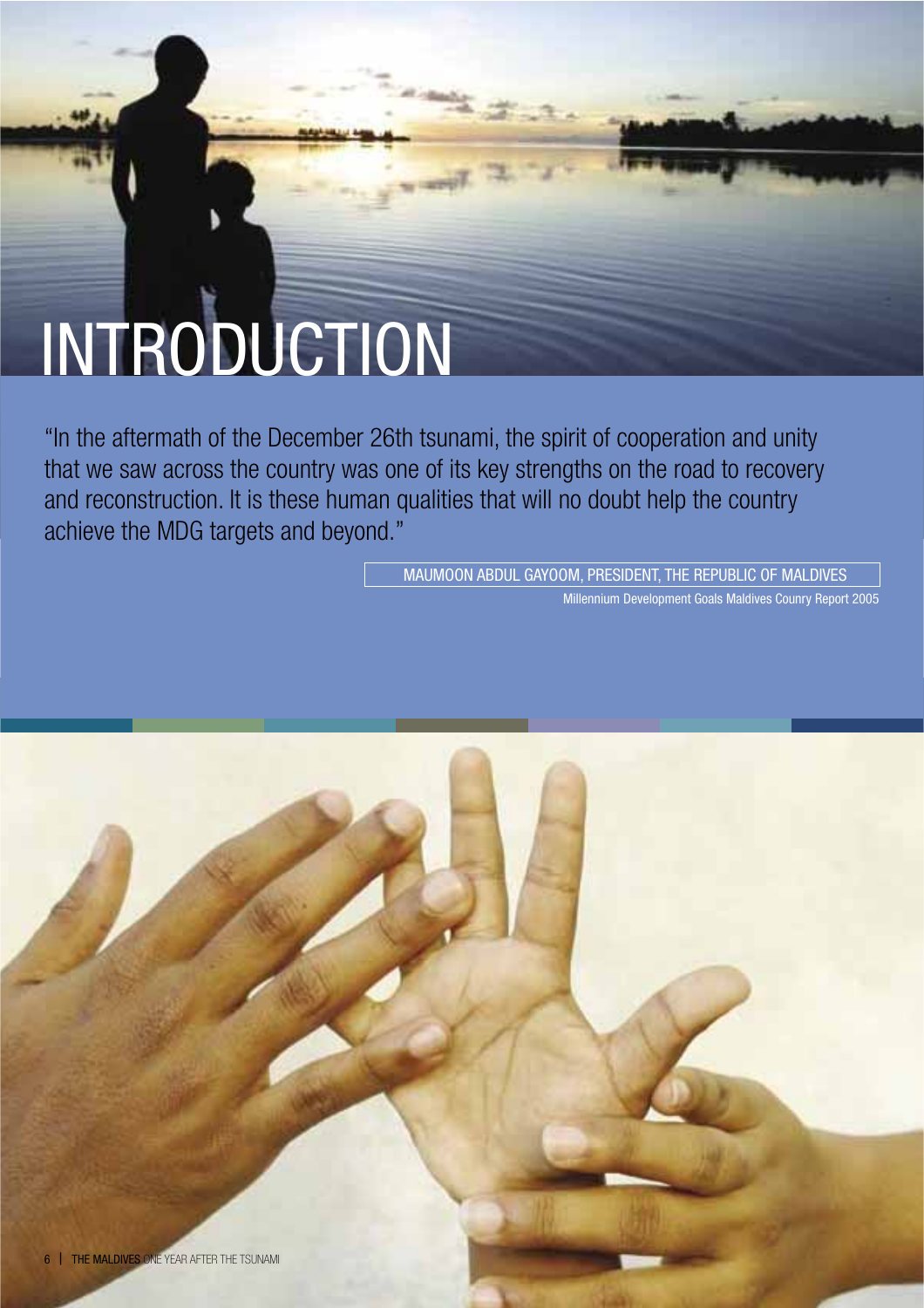# INTRODUCTION

"In the aftermath of the December 26th tsunami, the spirit of cooperation and unity that we saw across the country was one of its key strengths on the road to recovery and reconstruction. It is these human qualities that will no doubt help the country achieve the MDG targets and beyond."

MAUMOON ABDUL GAYOOM, PRESIDENT, THE REPUBLIC OF MALDIVES

Millennium Development Goals Maldives Counry Report 2005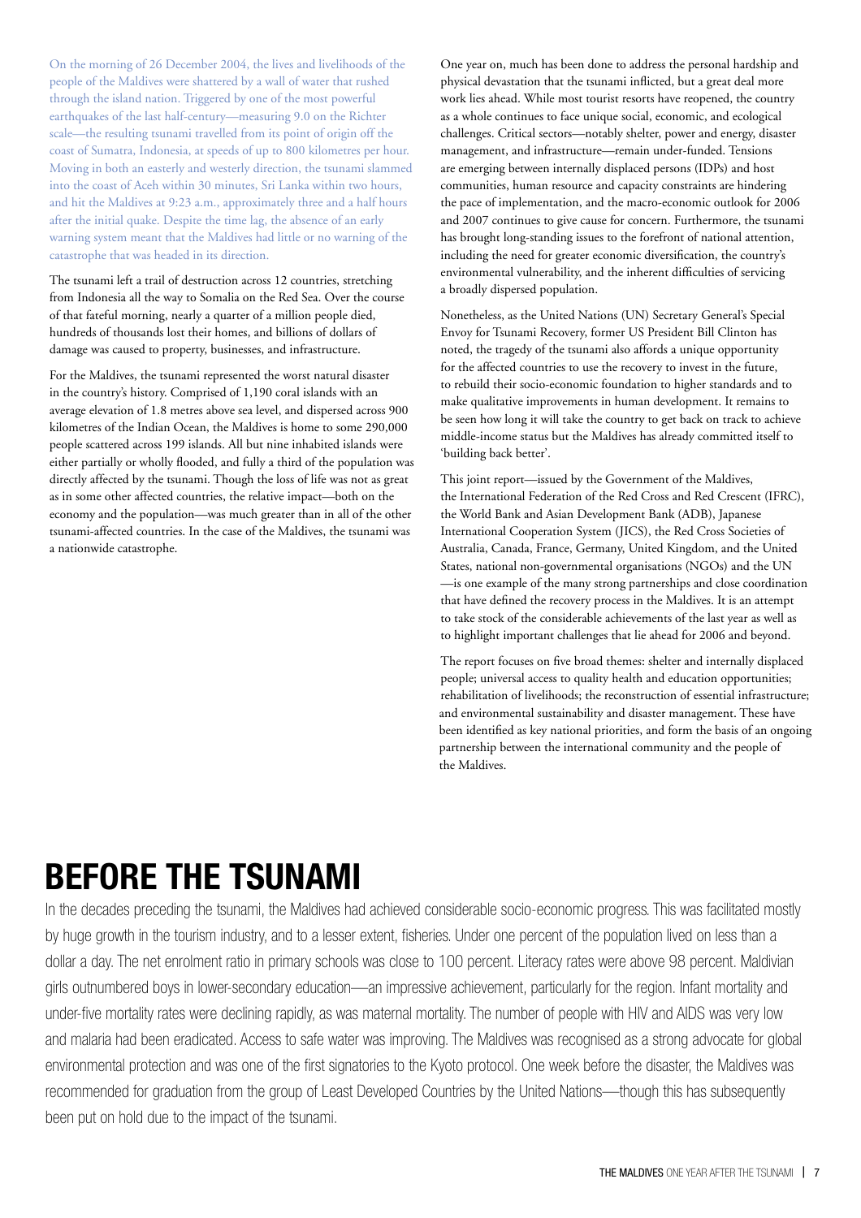On the morning of 26 December 2004, the lives and livelihoods of the people of the Maldives were shattered by a wall of water that rushed through the island nation. Triggered by one of the most powerful earthquakes of the last half-century—measuring 9.0 on the Richter scale—the resulting tsunami travelled from its point of origin off the coast of Sumatra, Indonesia, at speeds of up to 800 kilometres per hour. Moving in both an easterly and westerly direction, the tsunami slammed into the coast of Aceh within 30 minutes, Sri Lanka within two hours, and hit the Maldives at 9:23 a.m., approximately three and a half hours after the initial quake. Despite the time lag, the absence of an early warning system meant that the Maldives had little or no warning of the catastrophe that was headed in its direction.

The tsunami left a trail of destruction across 12 countries, stretching from Indonesia all the way to Somalia on the Red Sea. Over the course of that fateful morning, nearly a quarter of a million people died, hundreds of thousands lost their homes, and billions of dollars of damage was caused to property, businesses, and infrastructure.

For the Maldives, the tsunami represented the worst natural disaster in the country's history. Comprised of 1,190 coral islands with an average elevation of 1.8 metres above sea level, and dispersed across 900 kilometres of the Indian Ocean, the Maldives is home to some 290,000 people scattered across 199 islands. All but nine inhabited islands were either partially or wholly flooded, and fully a third of the population was directly affected by the tsunami. Though the loss of life was not as great as in some other affected countries, the relative impact—both on the economy and the population—was much greater than in all of the other tsunami-affected countries. In the case of the Maldives, the tsunami was a nationwide catastrophe.

One year on, much has been done to address the personal hardship and physical devastation that the tsunami inflicted, but a great deal more work lies ahead. While most tourist resorts have reopened, the country as a whole continues to face unique social, economic, and ecological challenges. Critical sectors—notably shelter, power and energy, disaster management, and infrastructure—remain under-funded. Tensions are emerging between internally displaced persons (IDPs) and host communities, human resource and capacity constraints are hindering the pace of implementation, and the macro-economic outlook for 2006 and 2007 continues to give cause for concern. Furthermore, the tsunami has brought long-standing issues to the forefront of national attention, including the need for greater economic diversification, the country's environmental vulnerability, and the inherent difficulties of servicing a broadly dispersed population.

Nonetheless, as the United Nations (UN) Secretary General's Special Envoy for Tsunami Recovery, former US President Bill Clinton has noted, the tragedy of the tsunami also affords a unique opportunity for the affected countries to use the recovery to invest in the future, to rebuild their socio-economic foundation to higher standards and to make qualitative improvements in human development. It remains to be seen how long it will take the country to get back on track to achieve middle-income status but the Maldives has already committed itself to 'building back better'.

This joint report—issued by the Government of the Maldives, the International Federation of the Red Cross and Red Crescent (IFRC), the World Bank and Asian Development Bank (ADB), Japanese International Cooperation System (JICS), the Red Cross Societies of Australia, Canada, France, Germany, United Kingdom, and the United States, national non-governmental organisations (NGOs) and the UN—is one example of the many strong partnerships and close coordination that have defined the recovery process in the Maldives. It is an attempt to take stock of the considerable achievements of the last year as well as to highlight important challenges that lie ahead for 2006 and beyond.

The report focuses on five broad themes: shelter and internally displaced people; universal access to quality health and education opportunities; rehabilitation of livelihoods; the reconstruction of essential infrastructure; and environmental sustainability and disaster management. These have been identified as key national priorities, and form the basis of an ongoing partnership between the international community and the people of the Maldives.

# BEFORE THE TSUNAMI

In the decades preceding the tsunami, the Maldives had achieved considerable socio-economic progress. This was facilitated mostly by huge growth in the tourism industry, and to a lesser extent, fisheries. Under one percent of the population lived on less than a dollar a day. The net enrolment ratio in primary schools was close to 100 percent. Literacy rates were above 98 percent. Maldivian girls outnumbered boys in lower-secondary education—an impressive achievement, particularly for the region. Infant mortality and under-five mortality rates were declining rapidly, as was maternal mortality. The number of people with HIV and AIDS was very low and malaria had been eradicated. Access to safe water was improving. The Maldives was recognised as a strong advocate for global environmental protection and was one of the first signatories to the Kyoto protocol. One week before the disaster, the Maldives was recommended for graduation from the group of Least Developed Countries by the United Nations—though this has subsequently been put on hold due to the impact of the tsunami.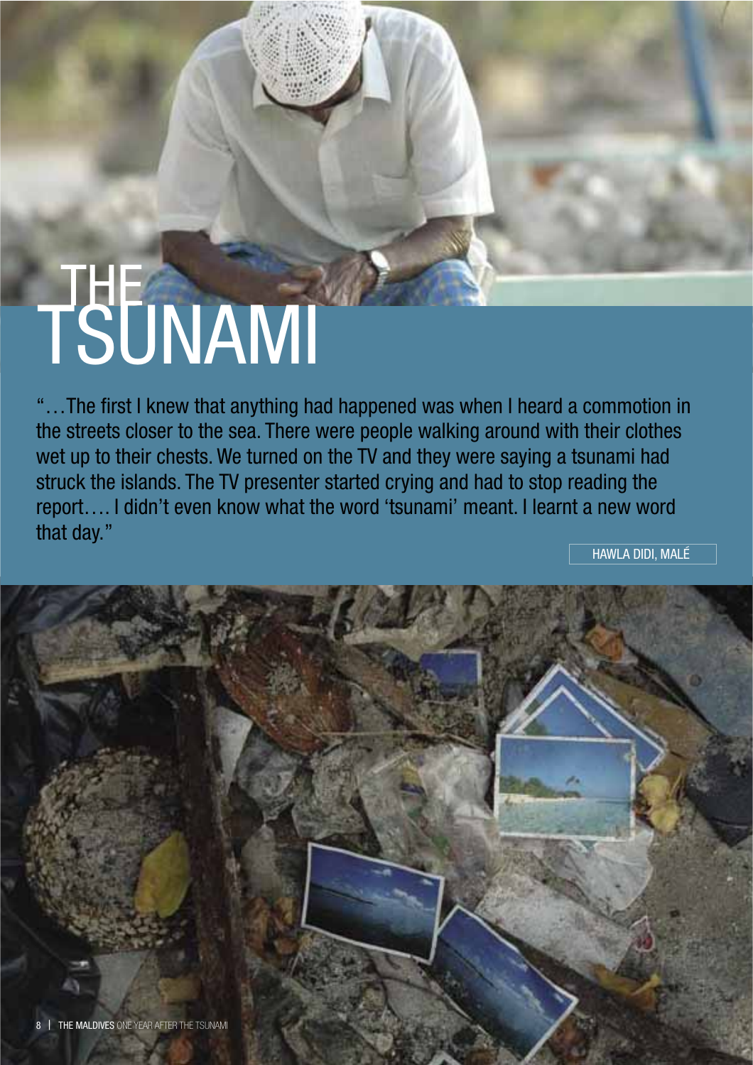# THE TSUNAMI

"…The first I knew that anything had happened was when I heard a commotion in the streets closer to the sea. There were people walking around with their clothes wet up to their chests. We turned on the TV and they were saying a tsunami had struck the islands. The TV presenter started crying and had to stop reading the report.… I didn't even know what the word 'tsunami' meant. I learnt a new word that day."

HAWLA DIDI, MALÉ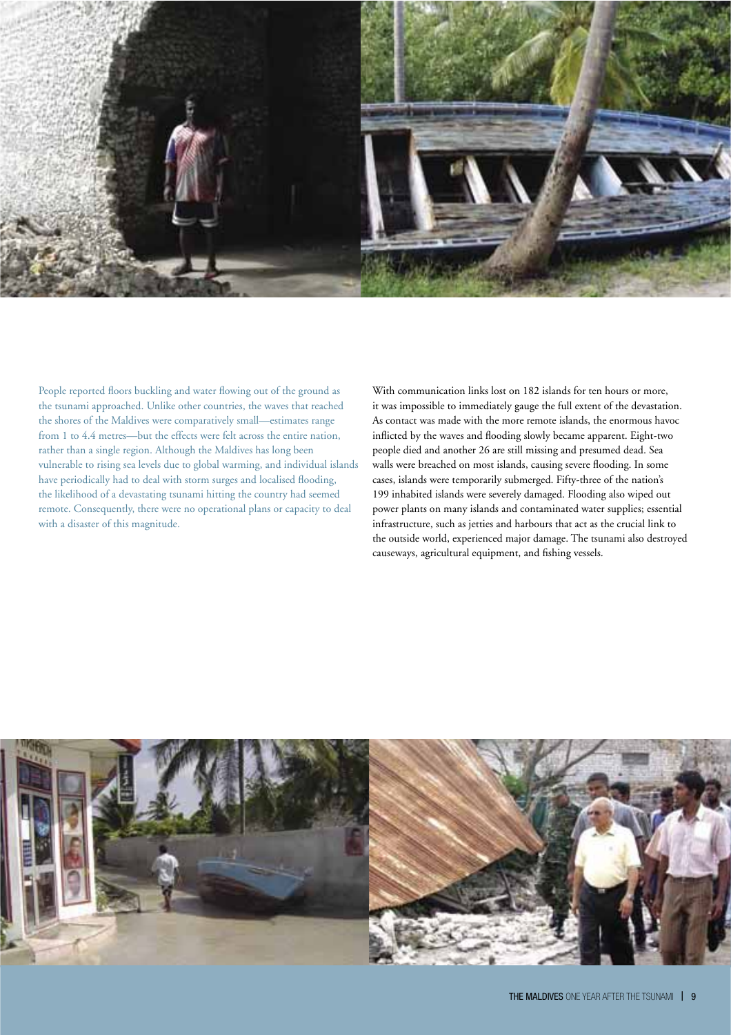People reported floors buckling and water flowing out of the ground as the tsunami approached. Unlike other countries, the waves that reached the shores of the Maldives were comparatively small—estimates range from 1 to 4.4 metres—but the effects were felt across the entire nation, rather than a single region. Although the Maldives has long been vulnerable to rising sea levels due to global warming, and individual islands have periodically had to deal with storm surges and localised flooding, the likelihood of a devastating tsunami hitting the country had seemed remote. Consequently, there were no operational plans or capacity to deal with a disaster of this magnitude.

With communication links lost on 182 islands for ten hours or more, it was impossible to immediately gauge the full extent of the devastation. As contact was made with the more remote islands, the enormous havoc inflicted by the waves and flooding slowly became apparent. Eight-two people died and another 26 are still missing and presumed dead. Sea walls were breached on most islands, causing severe flooding. In some cases, islands were temporarily submerged. Fifty-three of the nation's 199 inhabited islands were severely damaged. Flooding also wiped out power plants on many islands and contaminated water supplies; essential infrastructure, such as jetties and harbours that act as the crucial link to the outside world, experienced major damage. The tsunami also destroyed causeways, agricultural equipment, and fishing vessels.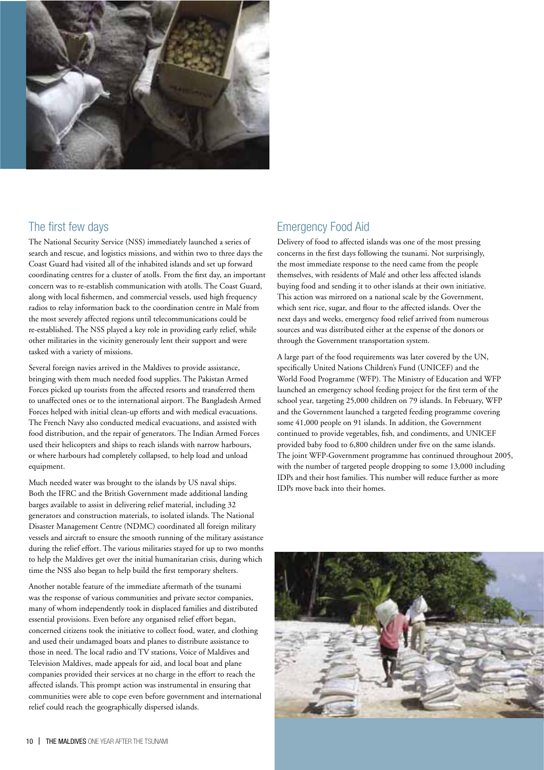## The first few days

The National Security Service (NSS) immediately launched a series of search and rescue, and logistics missions, and within two to three days the Coast Guard had visited all of the inhabited islands and set up forward coordinating centres for a cluster of atolls. From the first day, an important concern was to re-establish communication with atolls. The Coast Guard, along with local fishermen, and commercial vessels, used high frequency radios to relay information back to the coordination centre in Malé from the most severely affected regions until telecommunications could be re-established. The NSS played a key role in providing early relief, while other militaries in the vicinity generously lent their support and were tasked with a variety of missions.

Several foreign navies arrived in the Maldives to provide assistance, bringing with them much needed food supplies. The Pakistan Armed Forces picked up tourists from the affected resorts and transferred them to unaffected ones or to the international airport. The Bangladesh Armed Forces helped with initial clean-up efforts and with medical evacuations. The French Navy also conducted medical evacuations, and assisted with food distribution, and the repair of generators. The Indian Armed Forces used their helicopters and ships to reach islands with narrow harbours, or where harbours had completely collapsed, to help load and unload equipment.

Much needed water was brought to the islands by US naval ships. Both the IFRC and the British Government made additional landing barges available to assist in delivering relief material, including 32 generators and construction materials, to isolated islands. The National Disaster Management Centre (NDMC) coordinated all foreign military vessels and aircraft to ensure the smooth running of the military assistance during the relief effort. The various militaries stayed for up to two months to help the Maldives get over the initial humanitarian crisis, during which time the NSS also began to help build the first temporary shelters.

Another notable feature of the immediate aftermath of the tsunami was the response of various communities and private sector companies, many of whom independently took in displaced families and distributed essential provisions. Even before any organised relief effort began, concerned citizens took the initiative to collect food, water, and clothing and used their undamaged boats and planes to distribute assistance to those in need. The local radio and TV stations, Voice of Maldives and Television Maldives, made appeals for aid, and local boat and plane companies provided their services at no charge in the effort to reach the affected islands. This prompt action was instrumental in ensuring that communities were able to cope even before government and international relief could reach the geographically dispersed islands.

## Emergency Food Aid

Delivery of food to affected islands was one of the most pressing concerns in the first days following the tsunami. Not surprisingly, the most immediate response to the need came from the people themselves, with residents of Malé and other less affected islands buying food and sending it to other islands at their own initiative. This action was mirrored on a national scale by the Government, which sent rice, sugar, and flour to the affected islands. Over the next days and weeks, emergency food relief arrived from numerous sources and was distributed either at the expense of the donors or through the Government transportation system.

A large part of the food requirements was later covered by the UN, specifically United Nations Children's Fund (UNICEF) and the World Food Programme (WFP). The Ministry of Education and WFP launched an emergency school feeding project for the first term of the school year, targeting 25,000 children on 79 islands. In February, WFP and the Government launched a targeted feeding programme covering some 41,000 people on 91 islands. In addition, the Government continued to provide vegetables, fish, and condiments, and UNICEF provided baby food to 6,800 children under five on the same islands. The joint WFP-Government programme has continued throughout 2005, with the number of targeted people dropping to some 13,000 including IDPs and their host families. This number will reduce further as more IDPs move back into their homes.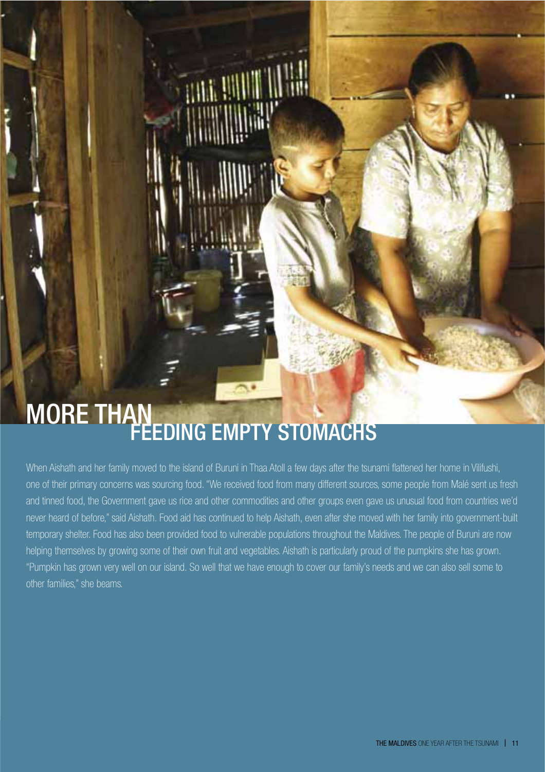# MORE THAN FEEDING EMPTY STOMACHS

When Aishath and her family moved to the island of Buruni in Thaa Atoll a few days after the tsunami flattened her home in Vilifushi, one of their primary concerns was sourcing food. "We received food from many different sources, some people from Malé sent us fresh and tinned food, the Government gave us rice and other commodities and other groups even gave us unusual food from countries we'd never heard of before," said Aishath. Food aid has continued to help Aishath, even after she moved with her family into government-built temporary shelter. Food has also been provided food to vulnerable populations throughout the Maldives. The people of Buruni are now helping themselves by growing some of their own fruit and vegetables. Aishath is particularly proud of the pumpkins she has grown. "Pumpkin has grown very well on our island. So well that we have enough to cover our family's needs and we can also sell some to other families," she beams.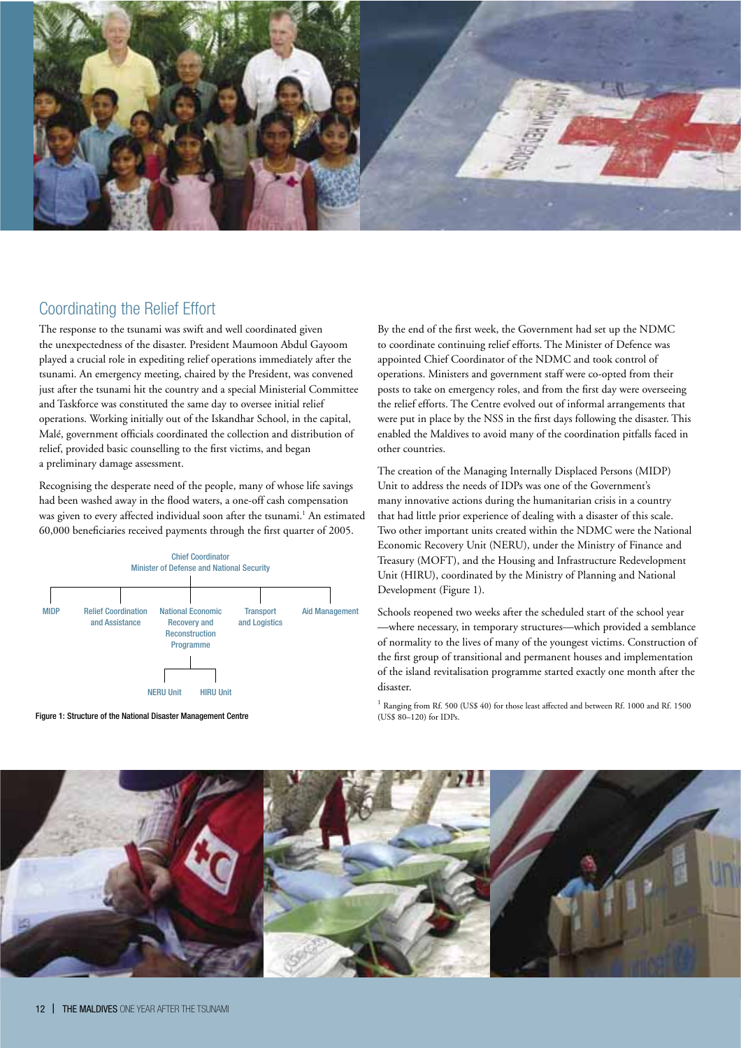## Coordinating the Relief Effort

The response to the tsunami was swift and well coordinated given the unexpectedness of the disaster. President Maumoon Abdul Gayoom played a crucial role in expediting relief operations immediately after the tsunami. An emergency meeting, chaired by the President, was convened just after the tsunami hit the country and a special Ministerial Committee and Taskforce was constituted the same day to oversee initial relief operations. Working initially out of the Iskandhar School, in the capital, Malé, government officials coordinated the collection and distribution of relief, provided basic counselling to the first victims, and began a preliminary damage assessment.

Recognising the desperate need of the people, many of whose life savings had been washed away in the flood waters, a one-off cash compensation was given to every affected individual soon after the tsunami.[1] An estimated 60,000 beneficiaries received payments through the first quarter of 2005.

Chief Coordinator
Minister of Defense and National Security

- MIDP
- Relief Coordination and Assistance
- National Economic Recovery and Reconstruction Programme
  - NERU Unit
  - HIRU Unit
- Transport and Logistics
- Aid Management

Figure 1: Structure of the National Disaster Management Centre

By the end of the first week, the Government had set up the NDMC to coordinate continuing relief efforts. The Minister of Defence was appointed Chief Coordinator of the NDMC and took control of operations. Ministers and government staff were co-opted from their posts to take on emergency roles, and from the first day were overseeing the relief efforts. The Centre evolved out of informal arrangements that were put in place by the NSS in the first days following the disaster. This enabled the Maldives to avoid many of the coordination pitfalls faced in other countries.

The creation of the Managing Internally Displaced Persons (MIDP) Unit to address the needs of IDPs was one of the Government's many innovative actions during the humanitarian crisis in a country that had little prior experience of dealing with a disaster of this scale. Two other important units created within the NDMC were the National Economic Recovery Unit (NERU), under the Ministry of Finance and Treasury (MOFT), and the Housing and Infrastructure Redevelopment Unit (HIRU), coordinated by the Ministry of Planning and National Development (Figure 1).

Schools reopened two weeks after the scheduled start of the school year —where necessary, in temporary structures—which provided a semblance of normality to the lives of many of the youngest victims. Construction of the first group of transitional and permanent houses and implementation of the island revitalisation programme started exactly one month after the disaster.

[1] Ranging from Rf. 500 (US$ 40) for those least affected and between Rf. 1000 and Rf. 1500 (US$ 80–120) for IDPs.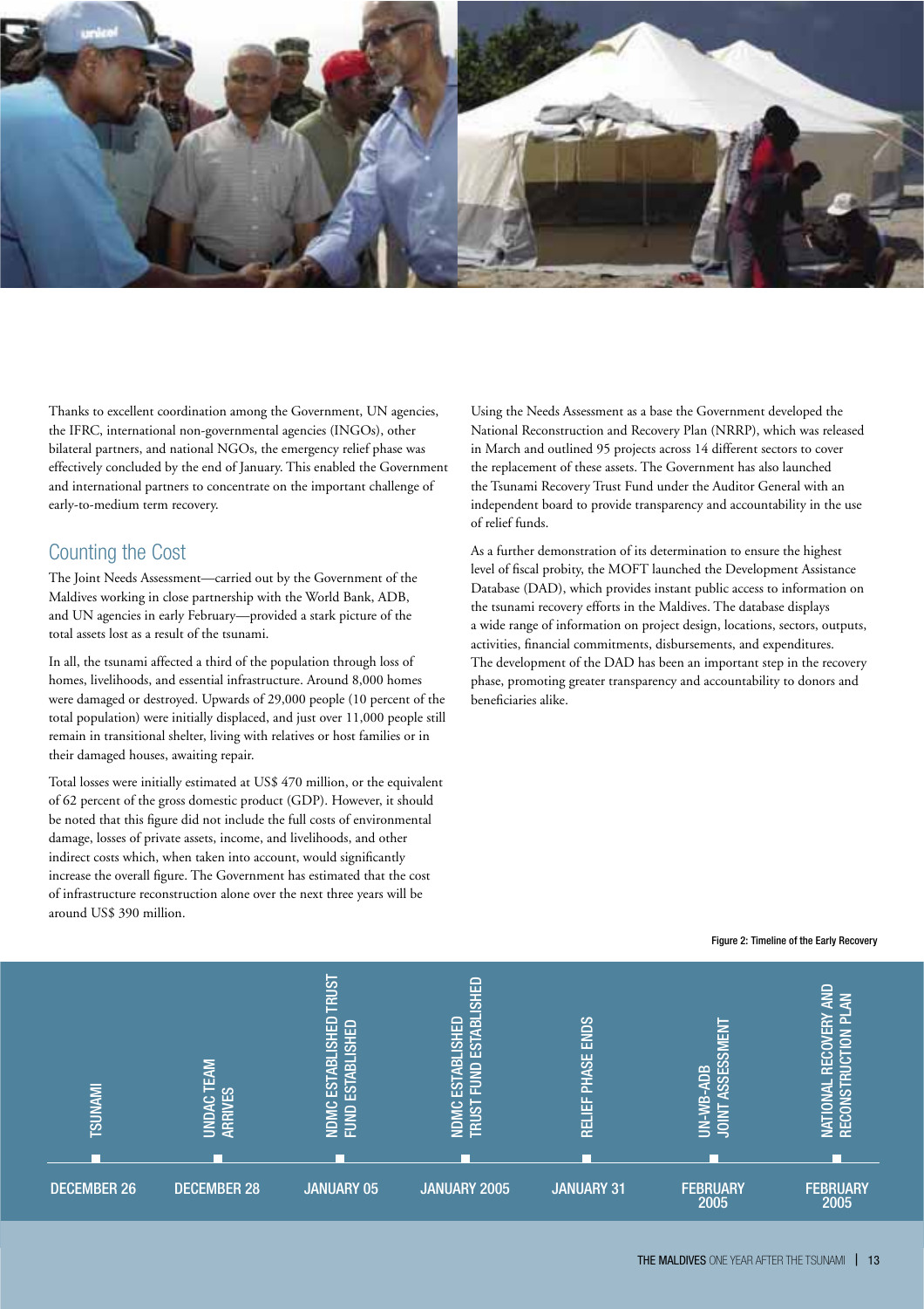Thanks to excellent coordination among the Government, UN agencies, the IFRC, international non-governmental agencies (INGOs), other bilateral partners, and national NGOs, the emergency relief phase was effectively concluded by the end of January. This enabled the Government and international partners to concentrate on the important challenge of early-to-medium term recovery.

## Counting the Cost

The Joint Needs Assessment—carried out by the Government of the Maldives working in close partnership with the World Bank, ADB, and UN agencies in early February—provided a stark picture of the total assets lost as a result of the tsunami.

In all, the tsunami affected a third of the population through loss of homes, livelihoods, and essential infrastructure. Around 8,000 homes were damaged or destroyed. Upwards of 29,000 people (10 percent of the total population) were initially displaced, and just over 11,000 people still remain in transitional shelter, living with relatives or host families or in their damaged houses, awaiting repair.

Total losses were initially estimated at US$ 470 million, or the equivalent of 62 percent of the gross domestic product (GDP). However, it should be noted that this figure did not include the full costs of environmental damage, losses of private assets, income, and livelihoods, and other indirect costs which, when taken into account, would significantly increase the overall figure. The Government has estimated that the cost of infrastructure reconstruction alone over the next three years will be around US$ 390 million.

Using the Needs Assessment as a base the Government developed the National Reconstruction and Recovery Plan (NRRP), which was released in March and outlined 95 projects across 14 different sectors to cover the replacement of these assets. The Government has also launched the Tsunami Recovery Trust Fund under the Auditor General with an independent board to provide transparency and accountability in the use of relief funds.

As a further demonstration of its determination to ensure the highest level of fiscal probity, the MOFT launched the Development Assistance Database (DAD), which provides instant public access to information on the tsunami recovery efforts in the Maldives. The database displays a wide range of information on project design, locations, sectors, outputs, activities, financial commitments, disbursements, and expenditures. The development of the DAD has been an important step in the recovery phase, promoting greater transparency and accountability to donors and beneficiaries alike.

Figure 2: Timeline of the Early Recovery

| Date | Event |
|---|---|
| DECEMBER 26 | TSUNAMI |
| DECEMBER 28 | UNDAC TEAM ARRIVES |
| JANUARY 05 | NDMC ESTABLISHED TRUST FUND ESTABLISHED |
| JANUARY 2005 | NDMC ESTABLISHED TRUST FUND ESTABLISHED |
| JANUARY 31 | RELIEF PHASE ENDS |
| FEBRUARY 2005 | UN-WB-ADB JOINT ASSESSMENT |
| FEBRUARY 2005 | NATIONAL RECOVERY AND RECONSTRUCTION PLAN |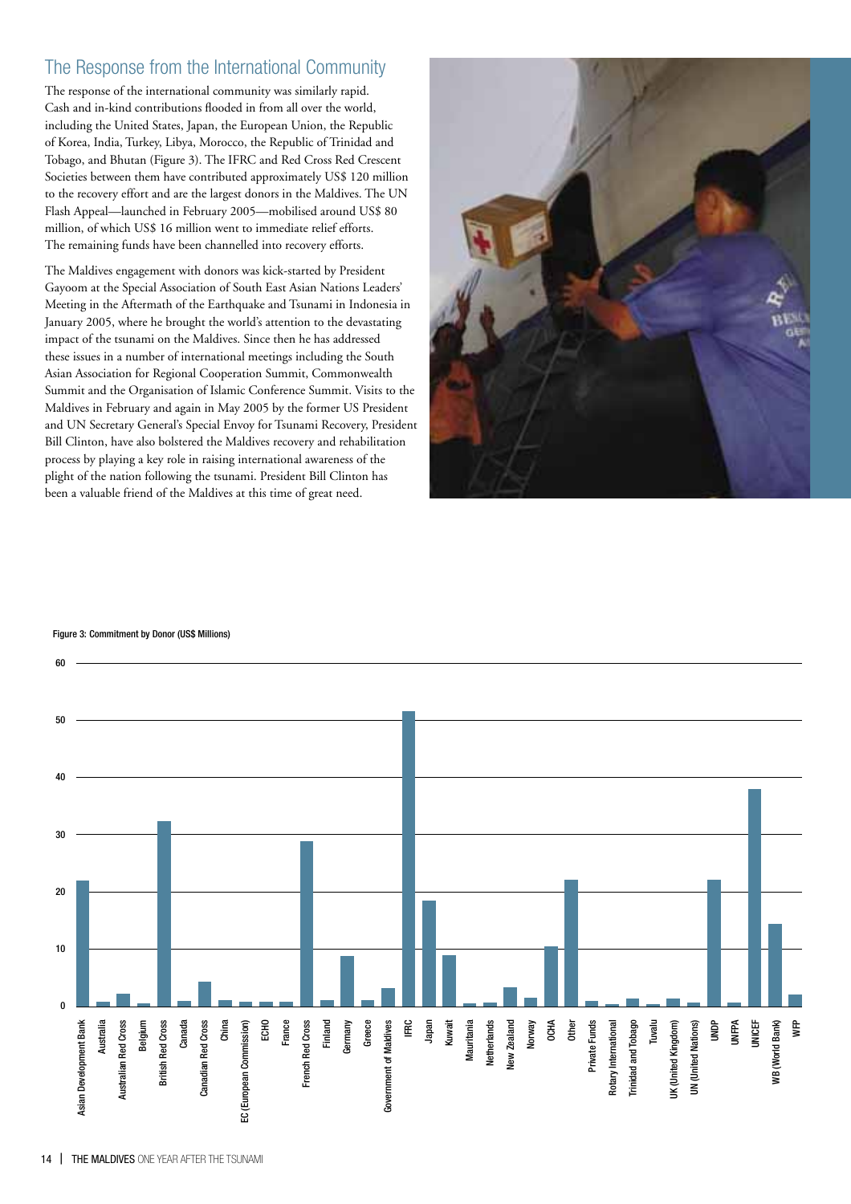## The Response from the International Community

The response of the international community was similarly rapid. Cash and in-kind contributions flooded in from all over the world, including the United States, Japan, the European Union, the Republic of Korea, India, Turkey, Libya, Morocco, the Republic of Trinidad and Tobago, and Bhutan (Figure 3). The IFRC and Red Cross Red Crescent Societies between them have contributed approximately US$ 120 million to the recovery effort and are the largest donors in the Maldives. The UN Flash Appeal—launched in February 2005—mobilised around US$ 80 million, of which US$ 16 million went to immediate relief efforts. The remaining funds have been channelled into recovery efforts.

The Maldives engagement with donors was kick-started by President Gayoom at the Special Association of South East Asian Nations Leaders' Meeting in the Aftermath of the Earthquake and Tsunami in Indonesia in January 2005, where he brought the world's attention to the devastating impact of the tsunami on the Maldives. Since then he has addressed these issues in a number of international meetings including the South Asian Association for Regional Cooperation Summit, Commonwealth Summit and the Organisation of Islamic Conference Summit. Visits to the Maldives in February and again in May 2005 by the former US President and UN Secretary General's Special Envoy for Tsunami Recovery, President Bill Clinton, have also bolstered the Maldives recovery and rehabilitation process by playing a key role in raising international awareness of the plight of the nation following the tsunami. President Bill Clinton has been a valuable friend of the Maldives at this time of great need.

Figure 3: Commitment by Donor (US$ Millions)

Donors shown (left to right): Asian Development Bank, Australia, Australian Red Cross, Belgium, British Red Cross, Canada, Canadian Red Cross, China, EC (European Commission), ECHO, France, French Red Cross, Finland, Germany, Greece, Government of Maldives, IFRC, Japan, Kuwait, Mauritania, Netherlands, New Zealand, Norway, OCHA, Other, Private Funds, Rotary International, Trinidad and Tobago, Tuvalu, UK (United Kingdom), UN (United Nations), UNDP, UNFPA, UNICEF, WB (World Bank), WFP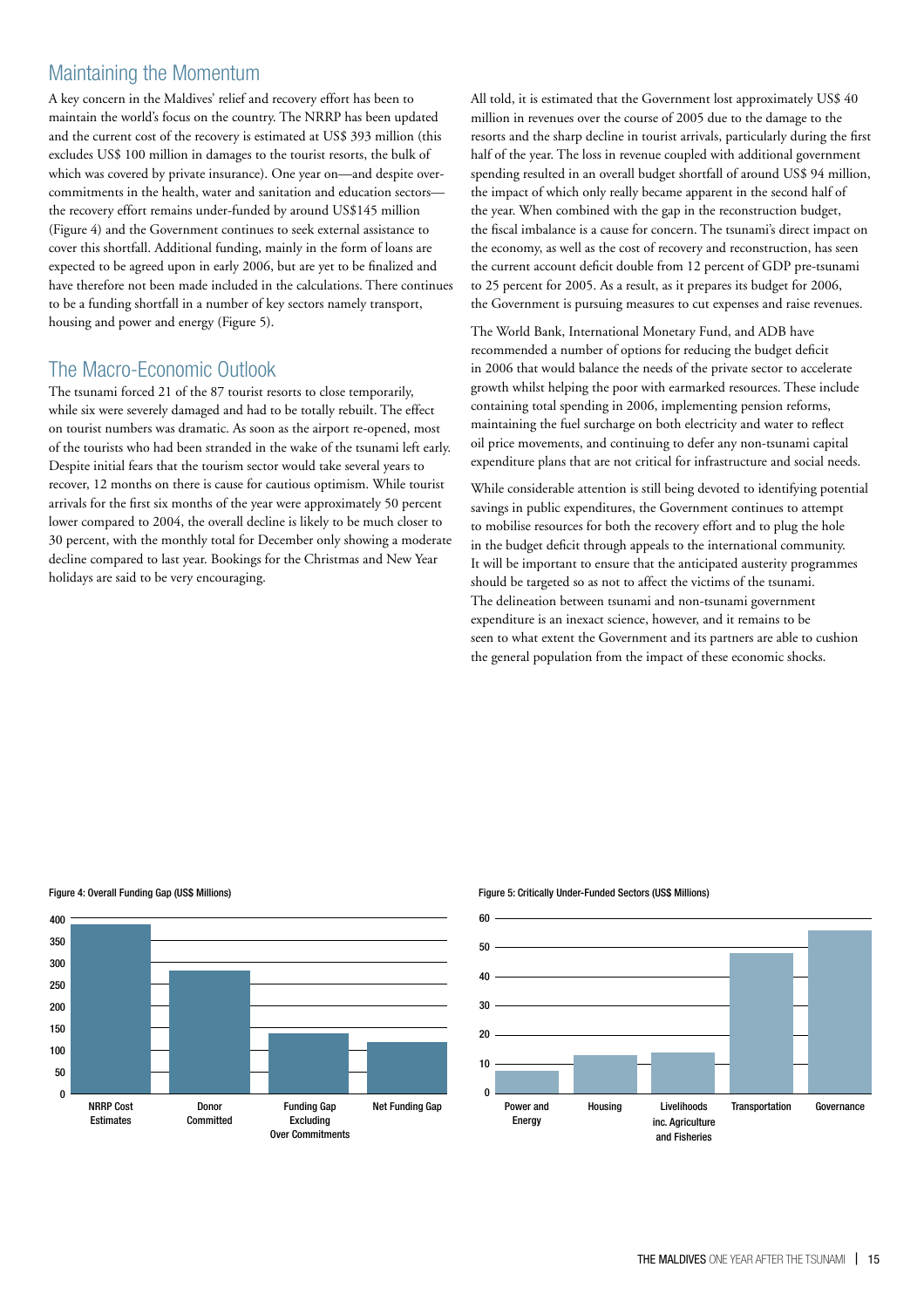## Maintaining the Momentum

A key concern in the Maldives' relief and recovery effort has been to maintain the world's focus on the country. The NRRP has been updated and the current cost of the recovery is estimated at US$ 393 million (this excludes US$ 100 million in damages to the tourist resorts, the bulk of which was covered by private insurance). One year on—and despite over-commitments in the health, water and sanitation and education sectors—the recovery effort remains under-funded by around US$145 million (Figure 4) and the Government continues to seek external assistance to cover this shortfall. Additional funding, mainly in the form of loans are expected to be agreed upon in early 2006, but are yet to be finalized and have therefore not been made included in the calculations. There continues to be a funding shortfall in a number of key sectors namely transport, housing and power and energy (Figure 5).

## The Macro-Economic Outlook

The tsunami forced 21 of the 87 tourist resorts to close temporarily, while six were severely damaged and had to be totally rebuilt. The effect on tourist numbers was dramatic. As soon as the airport re-opened, most of the tourists who had been stranded in the wake of the tsunami left early. Despite initial fears that the tourism sector would take several years to recover, 12 months on there is cause for cautious optimism. While tourist arrivals for the first six months of the year were approximately 50 percent lower compared to 2004, the overall decline is likely to be much closer to 30 percent, with the monthly total for December only showing a moderate decline compared to last year. Bookings for the Christmas and New Year holidays are said to be very encouraging.

All told, it is estimated that the Government lost approximately US$ 40 million in revenues over the course of 2005 due to the damage to the resorts and the sharp decline in tourist arrivals, particularly during the first half of the year. The loss in revenue coupled with additional government spending resulted in an overall budget shortfall of around US$ 94 million, the impact of which only really became apparent in the second half of the year. When combined with the gap in the reconstruction budget, the fiscal imbalance is a cause for concern. The tsunami's direct impact on the economy, as well as the cost of recovery and reconstruction, has seen the current account deficit double from 12 percent of GDP pre-tsunami to 25 percent for 2005. As a result, as it prepares its budget for 2006, the Government is pursuing measures to cut expenses and raise revenues.

The World Bank, International Monetary Fund, and ADB have recommended a number of options for reducing the budget deficit in 2006 that would balance the needs of the private sector to accelerate growth whilst helping the poor with earmarked resources. These include containing total spending in 2006, implementing pension reforms, maintaining the fuel surcharge on both electricity and water to reflect oil price movements, and continuing to defer any non-tsunami capital expenditure plans that are not critical for infrastructure and social needs.

While considerable attention is still being devoted to identifying potential savings in public expenditures, the Government continues to attempt to mobilise resources for both the recovery effort and to plug the hole in the budget deficit through appeals to the international community. It will be important to ensure that the anticipated austerity programmes should be targeted so as not to affect the victims of the tsunami. The delineation between tsunami and non-tsunami government expenditure is an inexact science, however, and it remains to be seen to what extent the Government and its partners are able to cushion the general population from the impact of these economic shocks.

Figure 4: Overall Funding Gap (US$ Millions)

Figure 5: Critically Under-Funded Sectors (US$ Millions)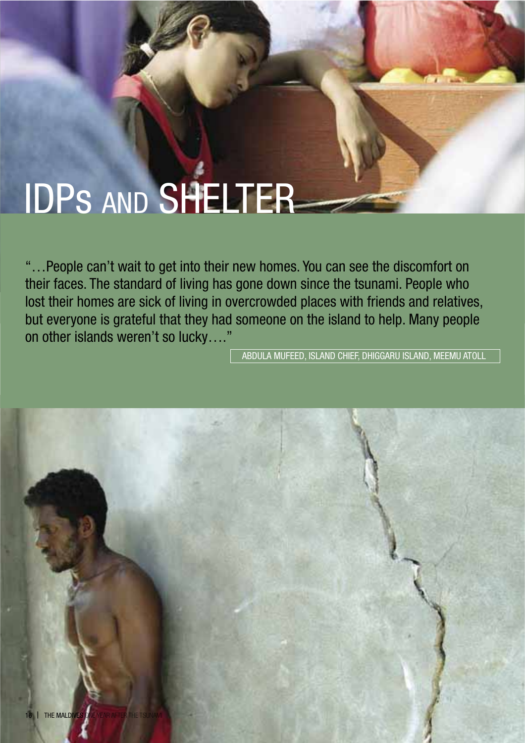# IDPs AND SHELTER

"…People can't wait to get into their new homes. You can see the discomfort on their faces. The standard of living has gone down since the tsunami. People who lost their homes are sick of living in overcrowded places with friends and relatives, but everyone is grateful that they had someone on the island to help. Many people on other islands weren't so lucky…."

ABDULA MUFEED, ISLAND CHIEF, DHIGGARU ISLAND, MEEMU ATOLL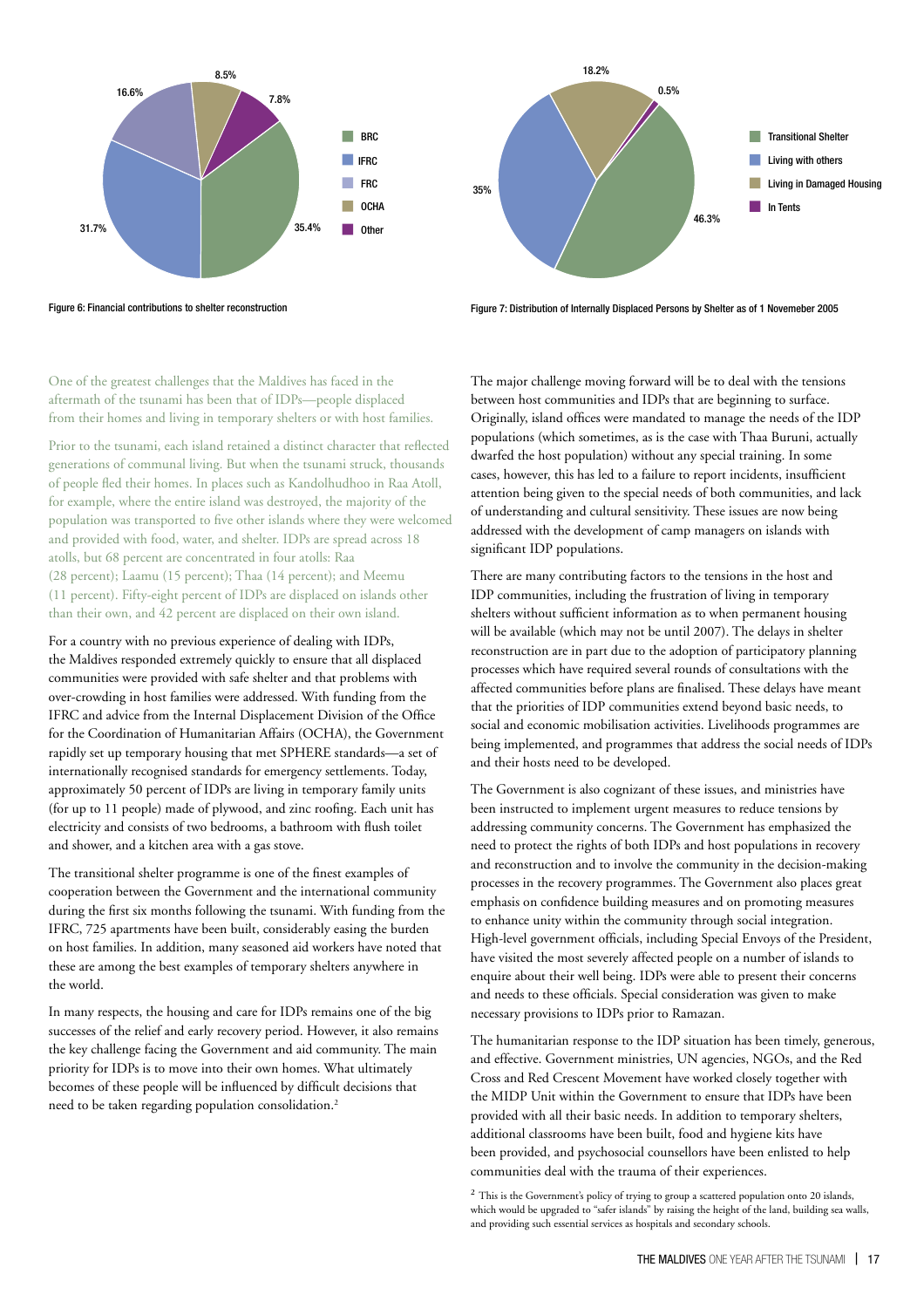Figure 6: Financial contributions to shelter reconstruction

Figure 7: Distribution of Internally Displaced Persons by Shelter as of 1 Novemeber 2005

One of the greatest challenges that the Maldives has faced in the aftermath of the tsunami has been that of IDPs—people displaced from their homes and living in temporary shelters or with host families.

Prior to the tsunami, each island retained a distinct character that reflected generations of communal living. But when the tsunami struck, thousands of people fled their homes. In places such as Kandolhudhoo in Raa Atoll, for example, where the entire island was destroyed, the majority of the population was transported to five other islands where they were welcomed and provided with food, water, and shelter. IDPs are spread across 18 atolls, but 68 percent are concentrated in four atolls: Raa (28 percent); Laamu (15 percent); Thaa (14 percent); and Meemu (11 percent). Fifty-eight percent of IDPs are displaced on islands other than their own, and 42 percent are displaced on their own island.

For a country with no previous experience of dealing with IDPs, the Maldives responded extremely quickly to ensure that all displaced communities were provided with safe shelter and that problems with over-crowding in host families were addressed. With funding from the IFRC and advice from the Internal Displacement Division of the Office for the Coordination of Humanitarian Affairs (OCHA), the Government rapidly set up temporary housing that met SPHERE standards—a set of internationally recognised standards for emergency settlements. Today, approximately 50 percent of IDPs are living in temporary family units (for up to 11 people) made of plywood, and zinc roofing. Each unit has electricity and consists of two bedrooms, a bathroom with flush toilet and shower, and a kitchen area with a gas stove.

The transitional shelter programme is one of the finest examples of cooperation between the Government and the international community during the first six months following the tsunami. With funding from the IFRC, 725 apartments have been built, considerably easing the burden on host families. In addition, many seasoned aid workers have noted that these are among the best examples of temporary shelters anywhere in the world.

In many respects, the housing and care for IDPs remains one of the big successes of the relief and early recovery period. However, it also remains the key challenge facing the Government and aid community. The main priority for IDPs is to move into their own homes. What ultimately becomes of these people will be influenced by difficult decisions that need to be taken regarding population consolidation.[2]

The major challenge moving forward will be to deal with the tensions between host communities and IDPs that are beginning to surface. Originally, island offices were mandated to manage the needs of the IDP populations (which sometimes, as is the case with Thaa Buruni, actually dwarfed the host population) without any special training. In some cases, however, this has led to a failure to report incidents, insufficient attention being given to the special needs of both communities, and lack of understanding and cultural sensitivity. These issues are now being addressed with the development of camp managers on islands with significant IDP populations.

There are many contributing factors to the tensions in the host and IDP communities, including the frustration of living in temporary shelters without sufficient information as to when permanent housing will be available (which may not be until 2007). The delays in shelter reconstruction are in part due to the adoption of participatory planning processes which have required several rounds of consultations with the affected communities before plans are finalised. These delays have meant that the priorities of IDP communities extend beyond basic needs, to social and economic mobilisation activities. Livelihoods programmes are being implemented, and programmes that address the social needs of IDPs and their hosts need to be developed.

The Government is also cognizant of these issues, and ministries have been instructed to implement urgent measures to reduce tensions by addressing community concerns. The Government has emphasized the need to protect the rights of both IDPs and host populations in recovery and reconstruction and to involve the community in the decision-making processes in the recovery programmes. The Government also places great emphasis on confidence building measures and on promoting measures to enhance unity within the community through social integration. High-level government officials, including Special Envoys of the President, have visited the most severely affected people on a number of islands to enquire about their well being. IDPs were able to present their concerns and needs to these officials. Special consideration was given to make necessary provisions to IDPs prior to Ramazan.

The humanitarian response to the IDP situation has been timely, generous, and effective. Government ministries, UN agencies, NGOs, and the Red Cross and Red Crescent Movement have worked closely together with the MIDP Unit within the Government to ensure that IDPs have been provided with all their basic needs. In addition to temporary shelters, additional classrooms have been built, food and hygiene kits have been provided, and psychosocial counsellors have been enlisted to help communities deal with the trauma of their experiences.

[2] This is the Government's policy of trying to group a scattered population onto 20 islands, which would be upgraded to "safer islands" by raising the height of the land, building sea walls, and providing such essential services as hospitals and secondary schools.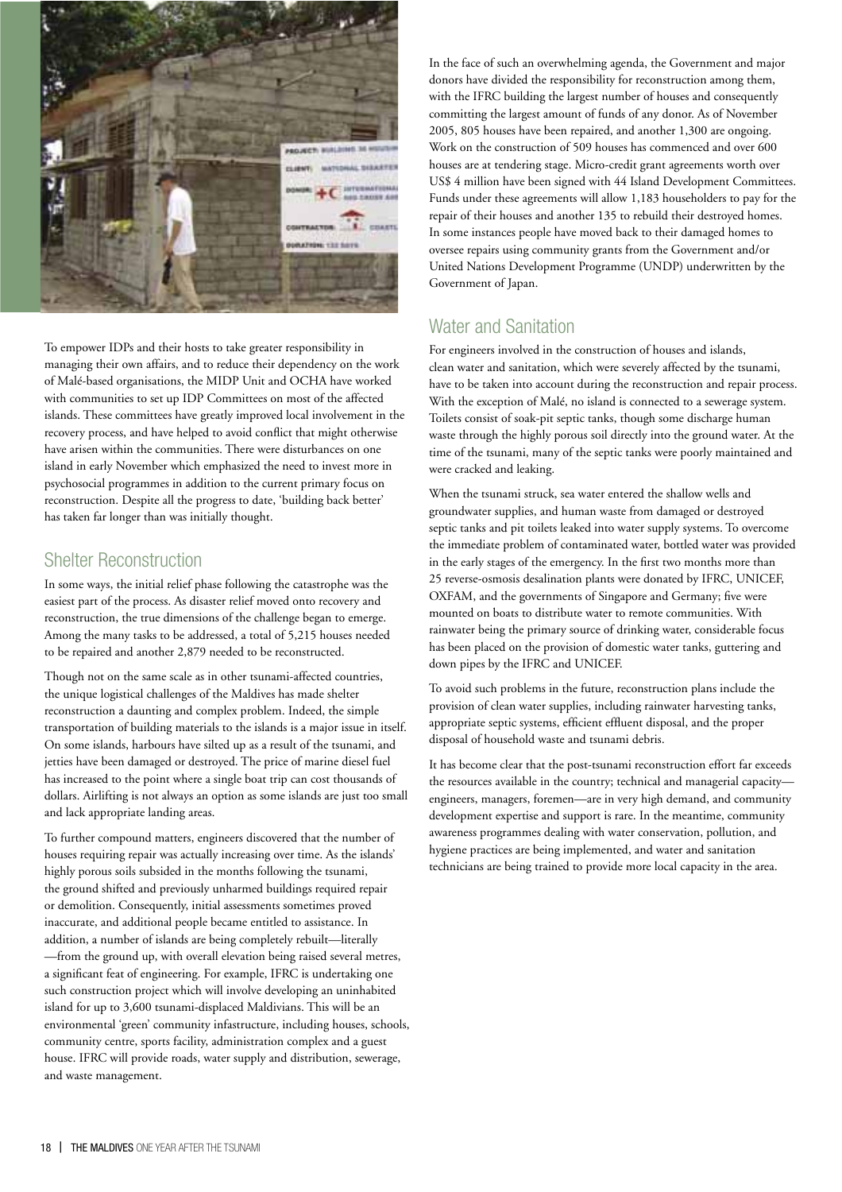To empower IDPs and their hosts to take greater responsibility in managing their own affairs, and to reduce their dependency on the work of Malé-based organisations, the MIDP Unit and OCHA have worked with communities to set up IDP Committees on most of the affected islands. These committees have greatly improved local involvement in the recovery process, and have helped to avoid conflict that might otherwise have arisen within the communities. There were disturbances on one island in early November which emphasized the need to invest more in psychosocial programmes in addition to the current primary focus on reconstruction. Despite all the progress to date, 'building back better' has taken far longer than was initially thought.

## Shelter Reconstruction

In some ways, the initial relief phase following the catastrophe was the easiest part of the process. As disaster relief moved onto recovery and reconstruction, the true dimensions of the challenge began to emerge. Among the many tasks to be addressed, a total of 5,215 houses needed to be repaired and another 2,879 needed to be reconstructed.

Though not on the same scale as in other tsunami-affected countries, the unique logistical challenges of the Maldives has made shelter reconstruction a daunting and complex problem. Indeed, the simple transportation of building materials to the islands is a major issue in itself. On some islands, harbours have silted up as a result of the tsunami, and jetties have been damaged or destroyed. The price of marine diesel fuel has increased to the point where a single boat trip can cost thousands of dollars. Airlifting is not always an option as some islands are just too small and lack appropriate landing areas.

To further compound matters, engineers discovered that the number of houses requiring repair was actually increasing over time. As the islands' highly porous soils subsided in the months following the tsunami, the ground shifted and previously unharmed buildings required repair or demolition. Consequently, initial assessments sometimes proved inaccurate, and additional people became entitled to assistance. In addition, a number of islands are being completely rebuilt—literally—from the ground up, with overall elevation being raised several metres, a significant feat of engineering. For example, IFRC is undertaking one such construction project which will involve developing an uninhabited island for up to 3,600 tsunami-displaced Maldivians. This will be an environmental 'green' community infastructure, including houses, schools, community centre, sports facility, administration complex and a guest house. IFRC will provide roads, water supply and distribution, sewerage, and waste management.

In the face of such an overwhelming agenda, the Government and major donors have divided the responsibility for reconstruction among them, with the IFRC building the largest number of houses and consequently committing the largest amount of funds of any donor. As of November 2005, 805 houses have been repaired, and another 1,300 are ongoing. Work on the construction of 509 houses has commenced and over 600 houses are at tendering stage. Micro-credit grant agreements worth over US$ 4 million have been signed with 44 Island Development Committees. Funds under these agreements will allow 1,183 householders to pay for the repair of their houses and another 135 to rebuild their destroyed homes. In some instances people have moved back to their damaged homes to oversee repairs using community grants from the Government and/or United Nations Development Programme (UNDP) underwritten by the Government of Japan.

## Water and Sanitation

For engineers involved in the construction of houses and islands, clean water and sanitation, which were severely affected by the tsunami, have to be taken into account during the reconstruction and repair process. With the exception of Malé, no island is connected to a sewerage system. Toilets consist of soak-pit septic tanks, though some discharge human waste through the highly porous soil directly into the ground water. At the time of the tsunami, many of the septic tanks were poorly maintained and were cracked and leaking.

When the tsunami struck, sea water entered the shallow wells and groundwater supplies, and human waste from damaged or destroyed septic tanks and pit toilets leaked into water supply systems. To overcome the immediate problem of contaminated water, bottled water was provided in the early stages of the emergency. In the first two months more than 25 reverse-osmosis desalination plants were donated by IFRC, UNICEF, OXFAM, and the governments of Singapore and Germany; five were mounted on boats to distribute water to remote communities. With rainwater being the primary source of drinking water, considerable focus has been placed on the provision of domestic water tanks, guttering and down pipes by the IFRC and UNICEF.

To avoid such problems in the future, reconstruction plans include the provision of clean water supplies, including rainwater harvesting tanks, appropriate septic systems, efficient effluent disposal, and the proper disposal of household waste and tsunami debris.

It has become clear that the post-tsunami reconstruction effort far exceeds the resources available in the country; technical and managerial capacity—engineers, managers, foremen—are in very high demand, and community development expertise and support is rare. In the meantime, community awareness programmes dealing with water conservation, pollution, and hygiene practices are being implemented, and water and sanitation technicians are being trained to provide more local capacity in the area.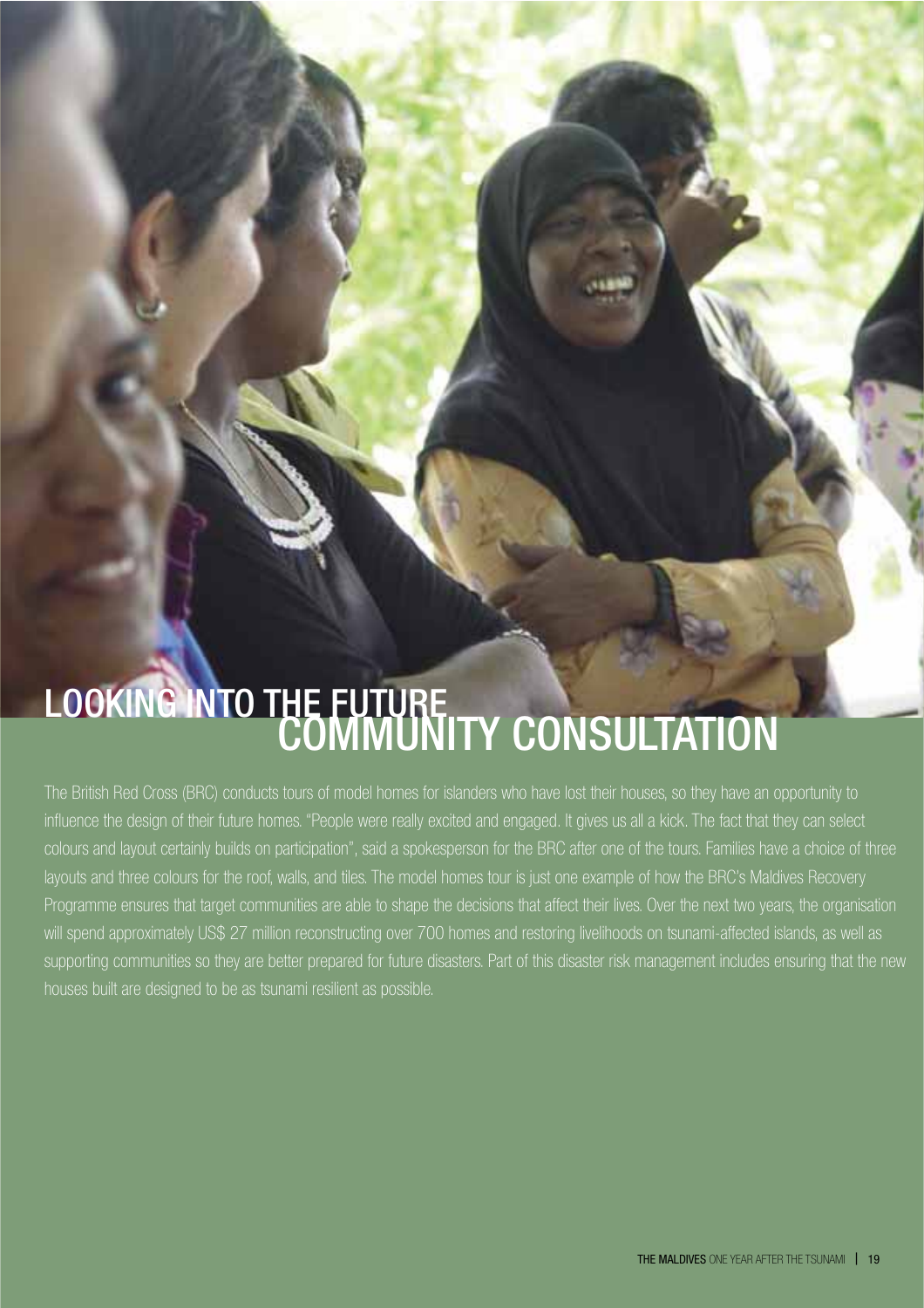# LOOKING INTO THE FUTURE
## COMMUNITY CONSULTATION

The British Red Cross (BRC) conducts tours of model homes for islanders who have lost their houses, so they have an opportunity to influence the design of their future homes. "People were really excited and engaged. It gives us all a kick. The fact that they can select colours and layout certainly builds on participation", said a spokesperson for the BRC after one of the tours. Families have a choice of three layouts and three colours for the roof, walls, and tiles. The model homes tour is just one example of how the BRC's Maldives Recovery Programme ensures that target communities are able to shape the decisions that affect their lives. Over the next two years, the organisation will spend approximately US$ 27 million reconstructing over 700 homes and restoring livelihoods on tsunami-affected islands, as well as supporting communities so they are better prepared for future disasters. Part of this disaster risk management includes ensuring that the new houses built are designed to be as tsunami resilient as possible.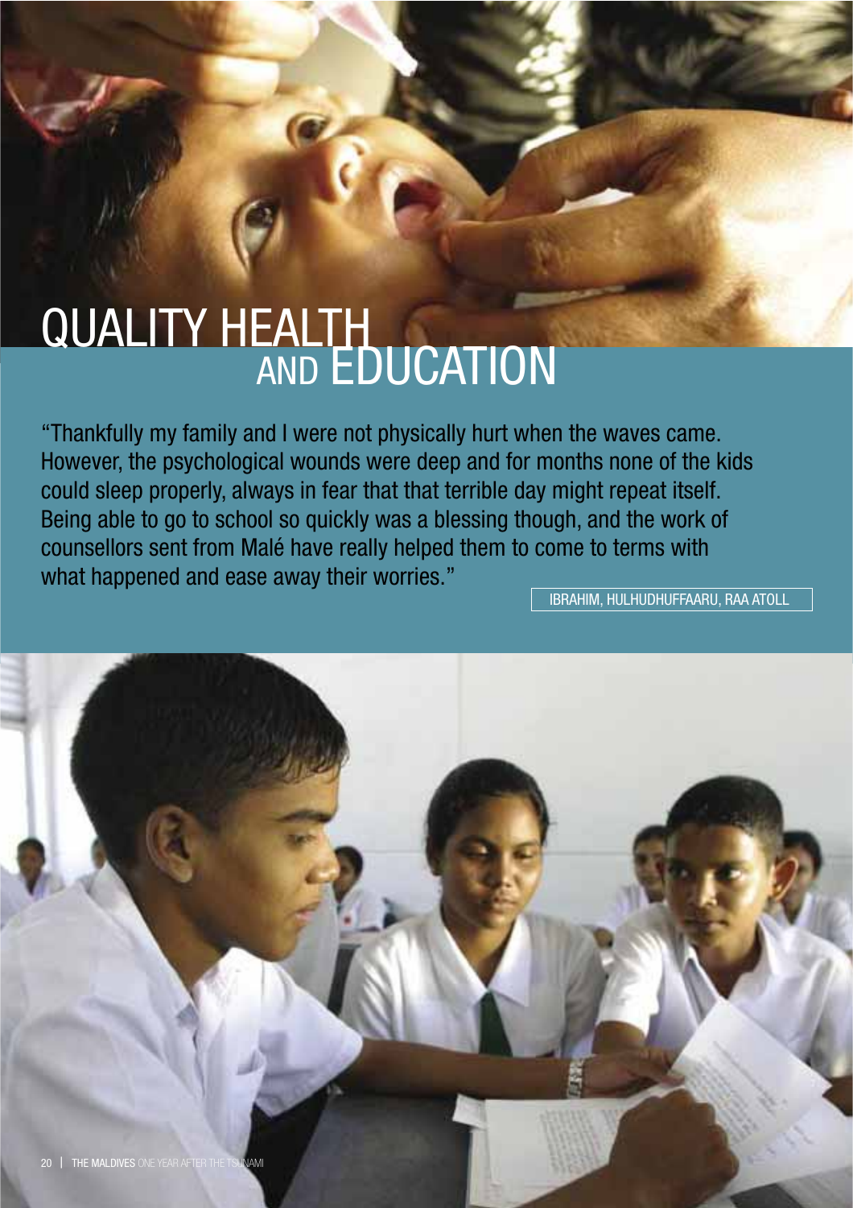# QUALITY HEALTH AND EDUCATION

"Thankfully my family and I were not physically hurt when the waves came. However, the psychological wounds were deep and for months none of the kids could sleep properly, always in fear that that terrible day might repeat itself. Being able to go to school so quickly was a blessing though, and the work of counsellors sent from Malé have really helped them to come to terms with what happened and ease away their worries."

IBRAHIM, HULHUDHUFFAARU, RAA ATOLL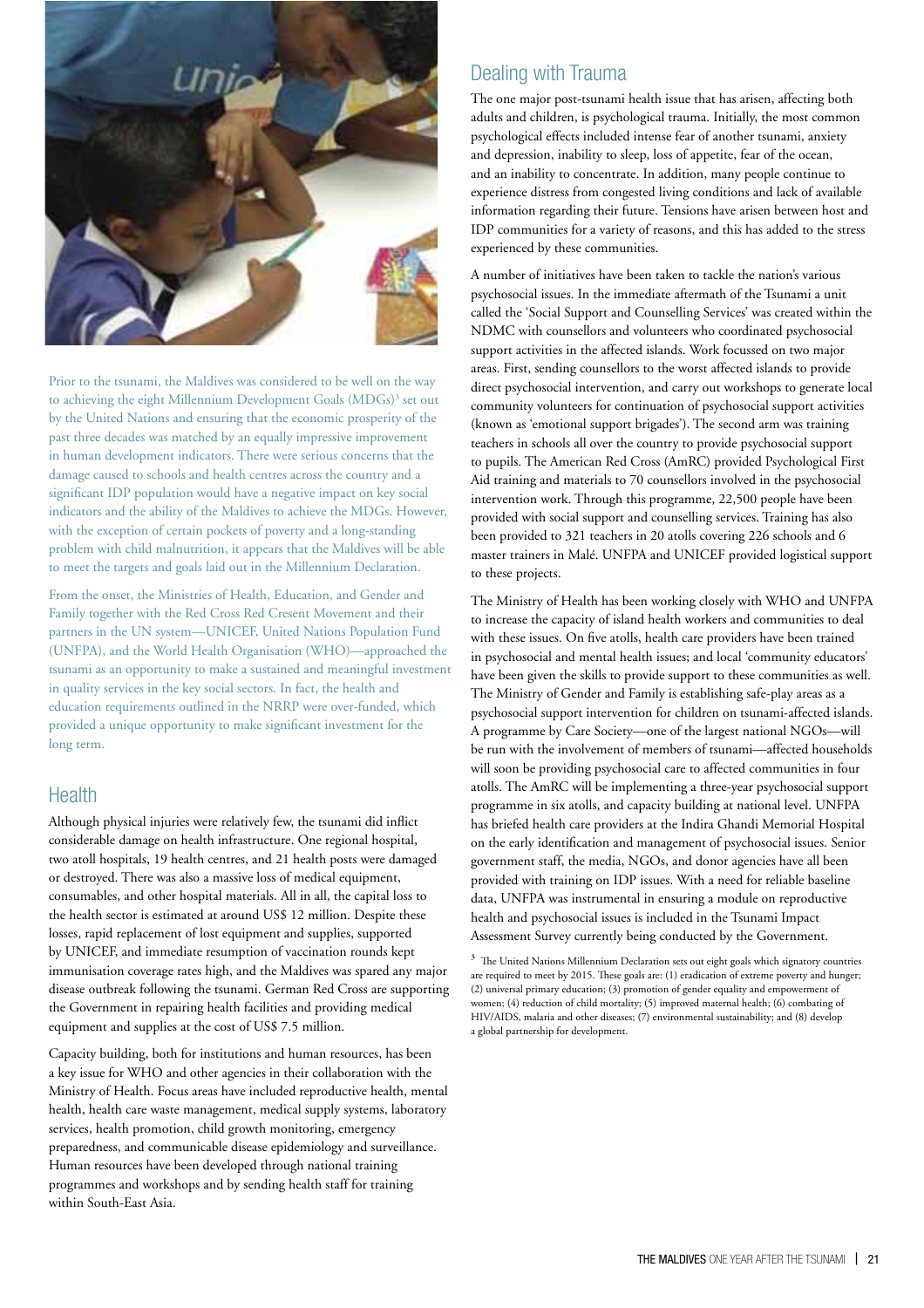Prior to the tsunami, the Maldives was considered to be well on the way to achieving the eight Millennium Development Goals (MDGs)[3] set out by the United Nations and ensuring that the economic prosperity of the past three decades was matched by an equally impressive improvement in human development indicators. There were serious concerns that the damage caused to schools and health centres across the country and a significant IDP population would have a negative impact on key social indicators and the ability of the Maldives to achieve the MDGs. However, with the exception of certain pockets of poverty and a long-standing problem with child malnutrition, it appears that the Maldives will be able to meet the targets and goals laid out in the Millennium Declaration.

From the onset, the Ministries of Health, Education, and Gender and Family together with the Red Cross Red Cresent Movement and their partners in the UN system—UNICEF, United Nations Population Fund (UNFPA), and the World Health Organisation (WHO)—approached the tsunami as an opportunity to make a sustained and meaningful investment in quality services in the key social sectors. In fact, the health and education requirements outlined in the NRRP were over-funded, which provided a unique opportunity to make significant investment for the long term.

## Health

Although physical injuries were relatively few, the tsunami did inflict considerable damage on health infrastructure. One regional hospital, two atoll hospitals, 19 health centres, and 21 health posts were damaged or destroyed. There was also a massive loss of medical equipment, consumables, and other hospital materials. All in all, the capital loss to the health sector is estimated at around US$ 12 million. Despite these losses, rapid replacement of lost equipment and supplies, supported by UNICEF, and immediate resumption of vaccination rounds kept immunisation coverage rates high, and the Maldives was spared any major disease outbreak following the tsunami. German Red Cross are supporting the Government in repairing health facilities and providing medical equipment and supplies at the cost of US$ 7.5 million.

Capacity building, both for institutions and human resources, has been a key issue for WHO and other agencies in their collaboration with the Ministry of Health. Focus areas have included reproductive health, mental health, health care waste management, medical supply systems, laboratory services, health promotion, child growth monitoring, emergency preparedness, and communicable disease epidemiology and surveillance. Human resources have been developed through national training programmes and workshops and by sending health staff for training within South-East Asia.

## Dealing with Trauma

The one major post-tsunami health issue that has arisen, affecting both adults and children, is psychological trauma. Initially, the most common psychological effects included intense fear of another tsunami, anxiety and depression, inability to sleep, loss of appetite, fear of the ocean, and an inability to concentrate. In addition, many people continue to experience distress from congested living conditions and lack of available information regarding their future. Tensions have arisen between host and IDP communities for a variety of reasons, and this has added to the stress experienced by these communities.

A number of initiatives have been taken to tackle the nation's various psychosocial issues. In the immediate aftermath of the Tsunami a unit called the 'Social Support and Counselling Services' was created within the NDMC with counsellors and volunteers who coordinated psychosocial support activities in the affected islands. Work focussed on two major areas. First, sending counsellors to the worst affected islands to provide direct psychosocial intervention, and carry out workshops to generate local community volunteers for continuation of psychosocial support activities (known as 'emotional support brigades'). The second arm was training teachers in schools all over the country to provide psychosocial support to pupils. The American Red Cross (AmRC) provided Psychological First Aid training and materials to 70 counsellors involved in the psychosocial intervention work. Through this programme, 22,500 people have been provided with social support and counselling services. Training has also been provided to 321 teachers in 20 atolls covering 226 schools and 6 master trainers in Malé. UNFPA and UNICEF provided logistical support to these projects.

The Ministry of Health has been working closely with WHO and UNFPA to increase the capacity of island health workers and communities to deal with these issues. On five atolls, health care providers have been trained in psychosocial and mental health issues; and local 'community educators' have been given the skills to provide support to these communities as well. The Ministry of Gender and Family is establishing safe-play areas as a psychosocial support intervention for children on tsunami-affected islands. A programme by Care Society—one of the largest national NGOs—will be run with the involvement of members of tsunami—affected households will soon be providing psychosocial care to affected communities in four atolls. The AmRC will be implementing a three-year psychosocial support programme in six atolls, and capacity building at national level. UNFPA has briefed health care providers at the Indira Ghandi Memorial Hospital on the early identification and management of psychosocial issues. Senior government staff, the media, NGOs, and donor agencies have all been provided with training on IDP issues. With a need for reliable baseline data, UNFPA was instrumental in ensuring a module on reproductive health and psychosocial issues is included in the Tsunami Impact Assessment Survey currently being conducted by the Government.

[3] The United Nations Millennium Declaration sets out eight goals which signatory countries are required to meet by 2015. These goals are: (1) eradication of extreme poverty and hunger; (2) universal primary education; (3) promotion of gender equality and empowerment of women; (4) reduction of child mortality; (5) improved maternal health; (6) combating of HIV/AIDS, malaria and other diseases; (7) environmental sustainability; and (8) develop a global partnership for development.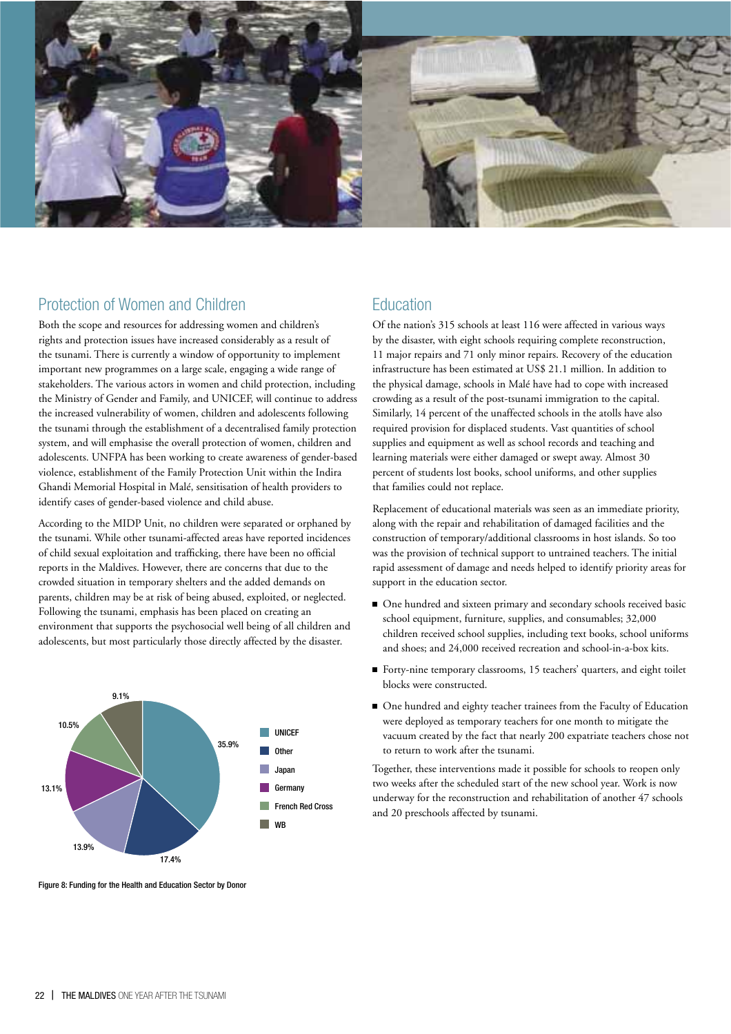## Protection of Women and Children

Both the scope and resources for addressing women and children's rights and protection issues have increased considerably as a result of the tsunami. There is currently a window of opportunity to implement important new programmes on a large scale, engaging a wide range of stakeholders. The various actors in women and child protection, including the Ministry of Gender and Family, and UNICEF, will continue to address the increased vulnerability of women, children and adolescents following the tsunami through the establishment of a decentralised family protection system, and will emphasise the overall protection of women, children and adolescents. UNFPA has been working to create awareness of gender-based violence, establishment of the Family Protection Unit within the Indira Ghandi Memorial Hospital in Malé, sensitisation of health providers to identify cases of gender-based violence and child abuse.

According to the MIDP Unit, no children were separated or orphaned by the tsunami. While other tsunami-affected areas have reported incidences of child sexual exploitation and trafficking, there have been no official reports in the Maldives. However, there are concerns that due to the crowded situation in temporary shelters and the added demands on parents, children may be at risk of being abused, exploited, or neglected. Following the tsunami, emphasis has been placed on creating an environment that supports the psychosocial well being of all children and adolescents, but most particularly those directly affected by the disaster.

| Donor | Share |
|---|---|
| UNICEF | 35.9% |
| Other | 17.4% |
| Japan | 13.9% |
| Germany | 13.1% |
| French Red Cross | 10.5% |
| WB | 9.1% |

Figure 8: Funding for the Health and Education Sector by Donor

## Education

Of the nation's 315 schools at least 116 were affected in various ways by the disaster, with eight schools requiring complete reconstruction, 11 major repairs and 71 only minor repairs. Recovery of the education infrastructure has been estimated at US$ 21.1 million. In addition to the physical damage, schools in Malé have had to cope with increased crowding as a result of the post-tsunami immigration to the capital. Similarly, 14 percent of the unaffected schools in the atolls have also required provision for displaced students. Vast quantities of school supplies and equipment as well as school records and teaching and learning materials were either damaged or swept away. Almost 30 percent of students lost books, school uniforms, and other supplies that families could not replace.

Replacement of educational materials was seen as an immediate priority, along with the repair and rehabilitation of damaged facilities and the construction of temporary/additional classrooms in host islands. So too was the provision of technical support to untrained teachers. The initial rapid assessment of damage and needs helped to identify priority areas for support in the education sector.

- One hundred and sixteen primary and secondary schools received basic school equipment, furniture, supplies, and consumables; 32,000 children received school supplies, including text books, school uniforms and shoes; and 24,000 received recreation and school-in-a-box kits.
- Forty-nine temporary classrooms, 15 teachers' quarters, and eight toilet blocks were constructed.
- One hundred and eighty teacher trainees from the Faculty of Education were deployed as temporary teachers for one month to mitigate the vacuum created by the fact that nearly 200 expatriate teachers chose not to return to work after the tsunami.

Together, these interventions made it possible for schools to reopen only two weeks after the scheduled start of the new school year. Work is now underway for the reconstruction and rehabilitation of another 47 schools and 20 preschools affected by tsunami.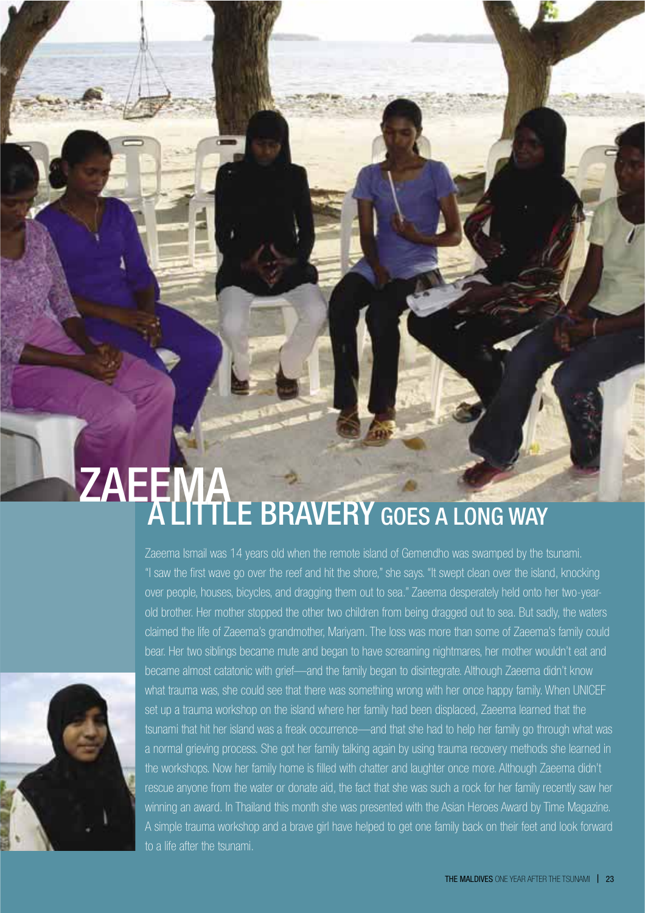# ZAEEMA

## A LITTLE BRAVERY GOES A LONG WAY

Zaeema Ismail was 14 years old when the remote island of Gemendho was swamped by the tsunami. "I saw the first wave go over the reef and hit the shore," she says. "It swept clean over the island, knocking over people, houses, bicycles, and dragging them out to sea." Zaeema desperately held onto her two-year-old brother. Her mother stopped the other two children from being dragged out to sea. But sadly, the waters claimed the life of Zaeema's grandmother, Mariyam. The loss was more than some of Zaeema's family could bear. Her two siblings became mute and began to have screaming nightmares, her mother wouldn't eat and became almost catatonic with grief—and the family began to disintegrate. Although Zaeema didn't know what trauma was, she could see that there was something wrong with her once happy family. When UNICEF set up a trauma workshop on the island where her family had been displaced, Zaeema learned that the tsunami that hit her island was a freak occurrence—and that she had to help her family go through what was a normal grieving process. She got her family talking again by using trauma recovery methods she learned in the workshops. Now her family home is filled with chatter and laughter once more. Although Zaeema didn't rescue anyone from the water or donate aid, the fact that she was such a rock for her family recently saw her winning an award. In Thailand this month she was presented with the Asian Heroes Award by Time Magazine. A simple trauma workshop and a brave girl have helped to get one family back on their feet and look forward to a life after the tsunami.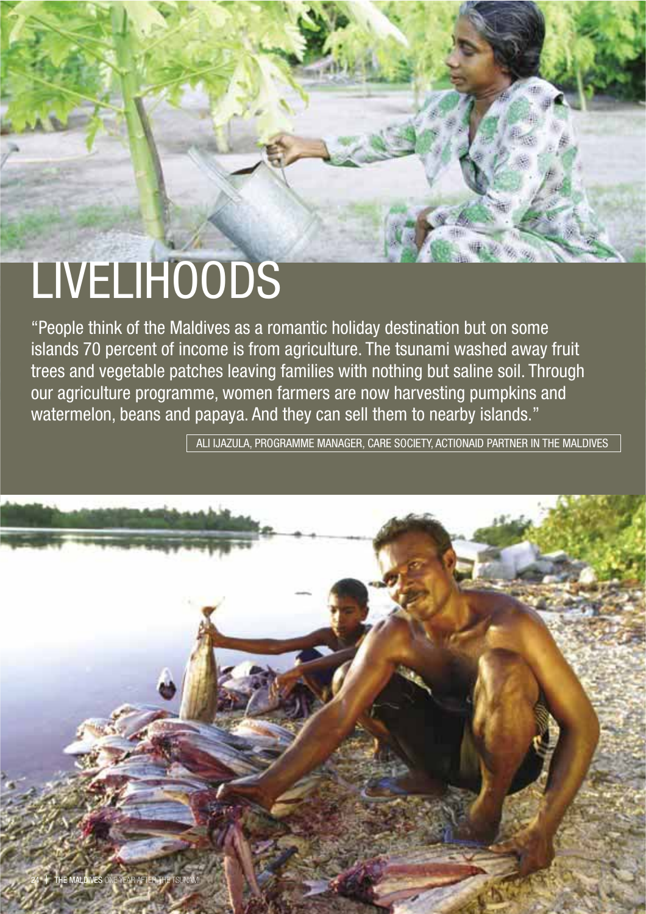# LIVELIHOODS

"People think of the Maldives as a romantic holiday destination but on some islands 70 percent of income is from agriculture. The tsunami washed away fruit trees and vegetable patches leaving families with nothing but saline soil. Through our agriculture programme, women farmers are now harvesting pumpkins and watermelon, beans and papaya. And they can sell them to nearby islands."

ALI IJAZULA, PROGRAMME MANAGER, CARE SOCIETY, ACTIONAID PARTNER IN THE MALDIVES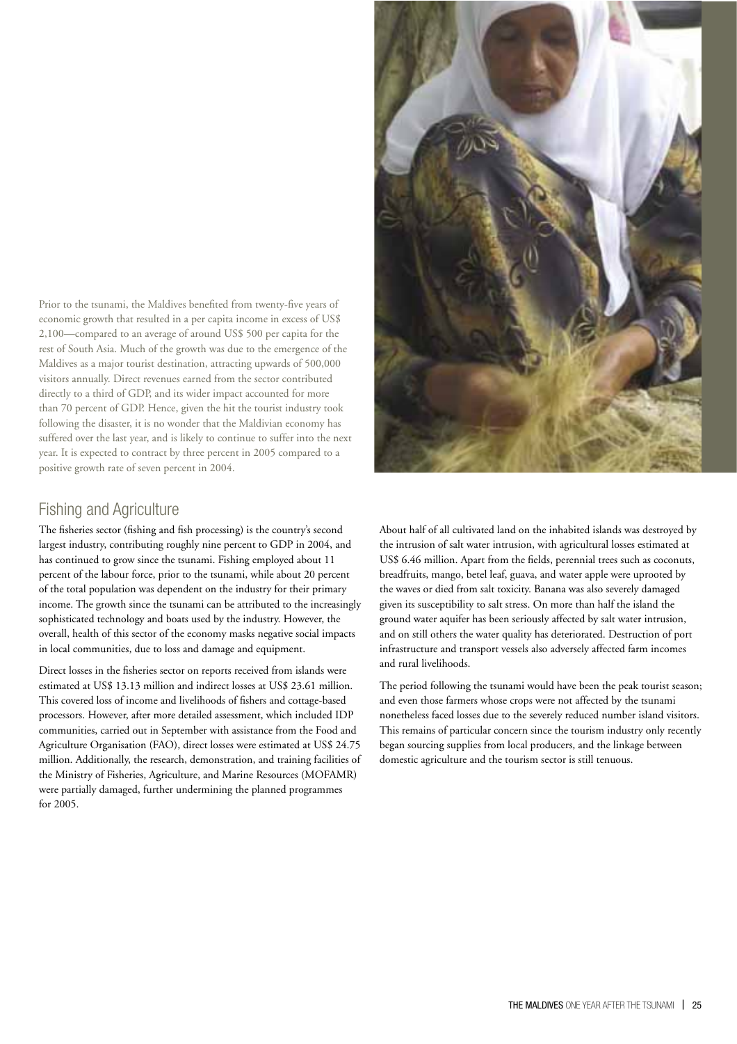Prior to the tsunami, the Maldives benefited from twenty-five years of economic growth that resulted in a per capita income in excess of US$ 2,100—compared to an average of around US$ 500 per capita for the rest of South Asia. Much of the growth was due to the emergence of the Maldives as a major tourist destination, attracting upwards of 500,000 visitors annually. Direct revenues earned from the sector contributed directly to a third of GDP, and its wider impact accounted for more than 70 percent of GDP. Hence, given the hit the tourist industry took following the disaster, it is no wonder that the Maldivian economy has suffered over the last year, and is likely to continue to suffer into the next year. It is expected to contract by three percent in 2005 compared to a positive growth rate of seven percent in 2004.

## Fishing and Agriculture

The fisheries sector (fishing and fish processing) is the country's second largest industry, contributing roughly nine percent to GDP in 2004, and has continued to grow since the tsunami. Fishing employed about 11 percent of the labour force, prior to the tsunami, while about 20 percent of the total population was dependent on the industry for their primary income. The growth since the tsunami can be attributed to the increasingly sophisticated technology and boats used by the industry. However, the overall, health of this sector of the economy masks negative social impacts in local communities, due to loss and damage and equipment.

Direct losses in the fisheries sector on reports received from islands were estimated at US$ 13.13 million and indirect losses at US$ 23.61 million. This covered loss of income and livelihoods of fishers and cottage-based processors. However, after more detailed assessment, which included IDP communities, carried out in September with assistance from the Food and Agriculture Organisation (FAO), direct losses were estimated at US$ 24.75 million. Additionally, the research, demonstration, and training facilities of the Ministry of Fisheries, Agriculture, and Marine Resources (MOFAMR) were partially damaged, further undermining the planned programmes for 2005.

About half of all cultivated land on the inhabited islands was destroyed by the intrusion of salt water intrusion, with agricultural losses estimated at US$ 6.46 million. Apart from the fields, perennial trees such as coconuts, breadfruits, mango, betel leaf, guava, and water apple were uprooted by the waves or died from salt toxicity. Banana was also severely damaged given its susceptibility to salt stress. On more than half the island the ground water aquifer has been seriously affected by salt water intrusion, and on still others the water quality has deteriorated. Destruction of port infrastructure and transport vessels also adversely affected farm incomes and rural livelihoods.

The period following the tsunami would have been the peak tourist season; and even those farmers whose crops were not affected by the tsunami nonetheless faced losses due to the severely reduced number island visitors. This remains of particular concern since the tourism industry only recently began sourcing supplies from local producers, and the linkage between domestic agriculture and the tourism sector is still tenuous.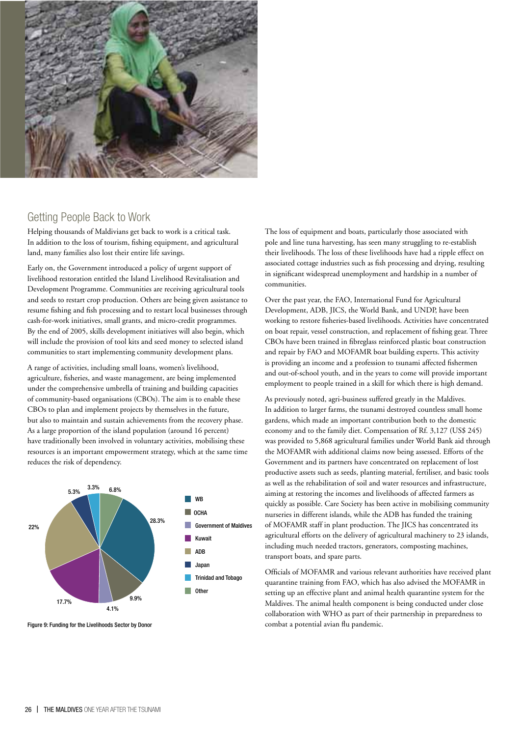## Getting People Back to Work

Helping thousands of Maldivians get back to work is a critical task. In addition to the loss of tourism, fishing equipment, and agricultural land, many families also lost their entire life savings.

Early on, the Government introduced a policy of urgent support of livelihood restoration entitled the Island Livelihood Revitalisation and Development Programme. Communities are receiving agricultural tools and seeds to restart crop production. Others are being given assistance to resume fishing and fish processing and to restart local businesses through cash-for-work initiatives, small grants, and micro-credit programmes. By the end of 2005, skills development initiatives will also begin, which will include the provision of tool kits and seed money to selected island communities to start implementing community development plans.

A range of activities, including small loans, women's livelihood, agriculture, fisheries, and waste management, are being implemented under the comprehensive umbrella of training and building capacities of community-based organisations (CBOs). The aim is to enable these CBOs to plan and implement projects by themselves in the future, but also to maintain and sustain achievements from the recovery phase. As a large proportion of the island population (around 16 percent) have traditionally been involved in voluntary activities, mobilising these resources is an important empowerment strategy, which at the same time reduces the risk of dependency.

| Donor | Share |
|---|---|
| WB | 28.3% |
| OCHA | 9.9% |
| Government of Maldives | 4.1% |
| Kuwait | 17.7% |
| ADB | 22% |
| Japan | 5.3% |
| Trinidad and Tobago | 3.3% |
| Other | 6.8% |

Figure 9: Funding for the Livelihoods Sector by Donor

The loss of equipment and boats, particularly those associated with pole and line tuna harvesting, has seen many struggling to re-establish their livelihoods. The loss of these livelihoods have had a ripple effect on associated cottage industries such as fish processing and drying, resulting in significant widespread unemployment and hardship in a number of communities.

Over the past year, the FAO, International Fund for Agricultural Development, ADB, JICS, the World Bank, and UNDP, have been working to restore fisheries-based livelihoods. Activities have concentrated on boat repair, vessel construction, and replacement of fishing gear. Three CBOs have been trained in fibreglass reinforced plastic boat construction and repair by FAO and MOFAMR boat building experts. This activity is providing an income and a profession to tsunami affected fishermen and out-of-school youth, and in the years to come will provide important employment to people trained in a skill for which there is high demand.

As previously noted, agri-business suffered greatly in the Maldives. In addition to larger farms, the tsunami destroyed countless small home gardens, which made an important contribution both to the domestic economy and to the family diet. Compensation of Rf. 3,127 (US$ 245) was provided to 5,868 agricultural families under World Bank aid through the MOFAMR with additional claims now being assessed. Efforts of the Government and its partners have concentrated on replacement of lost productive assets such as seeds, planting material, fertiliser, and basic tools as well as the rehabilitation of soil and water resources and infrastructure, aiming at restoring the incomes and livelihoods of affected farmers as quickly as possible. Care Society has been active in mobilising community nurseries in different islands, while the ADB has funded the training of MOFAMR staff in plant production. The JICS has concentrated its agricultural efforts on the delivery of agricultural machinery to 23 islands, including much needed tractors, generators, composting machines, transport boats, and spare parts.

Officials of MOFAMR and various relevant authorities have received plant quarantine training from FAO, which has also advised the MOFAMR in setting up an effective plant and animal health quarantine system for the Maldives. The animal health component is being conducted under close collaboration with WHO as part of their partnership in preparedness to combat a potential avian flu pandemic.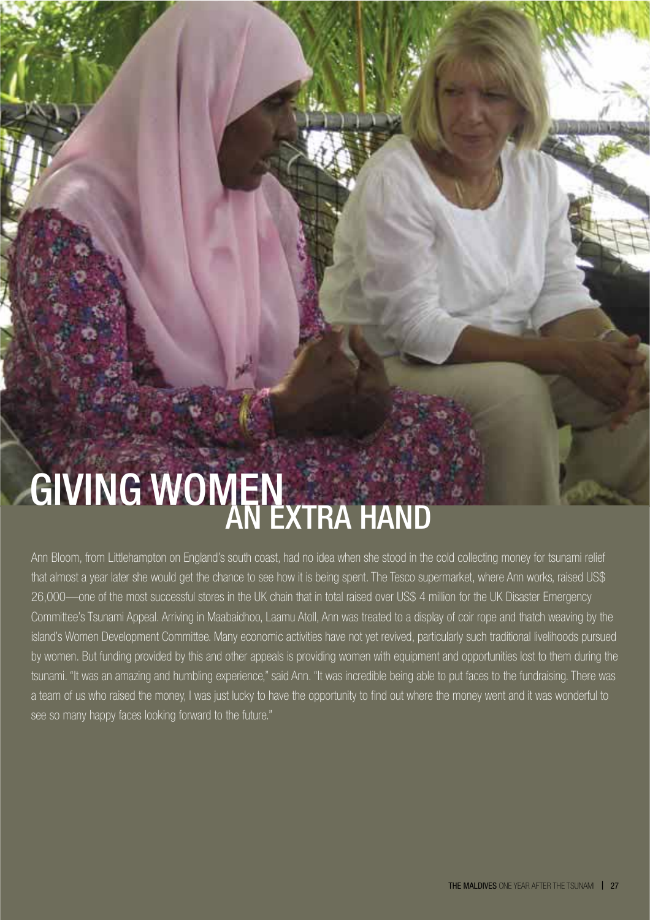# GIVING WOMEN AN EXTRA HAND

Ann Bloom, from Littlehampton on England's south coast, had no idea when she stood in the cold collecting money for tsunami relief that almost a year later she would get the chance to see how it is being spent. The Tesco supermarket, where Ann works, raised US$ 26,000—one of the most successful stores in the UK chain that in total raised over US$ 4 million for the UK Disaster Emergency Committee's Tsunami Appeal. Arriving in Maabaidhoo, Laamu Atoll, Ann was treated to a display of coir rope and thatch weaving by the island's Women Development Committee. Many economic activities have not yet revived, particularly such traditional livelihoods pursued by women. But funding provided by this and other appeals is providing women with equipment and opportunities lost to them during the tsunami. "It was an amazing and humbling experience," said Ann. "It was incredible being able to put faces to the fundraising. There was a team of us who raised the money, I was just lucky to have the opportunity to find out where the money went and it was wonderful to see so many happy faces looking forward to the future."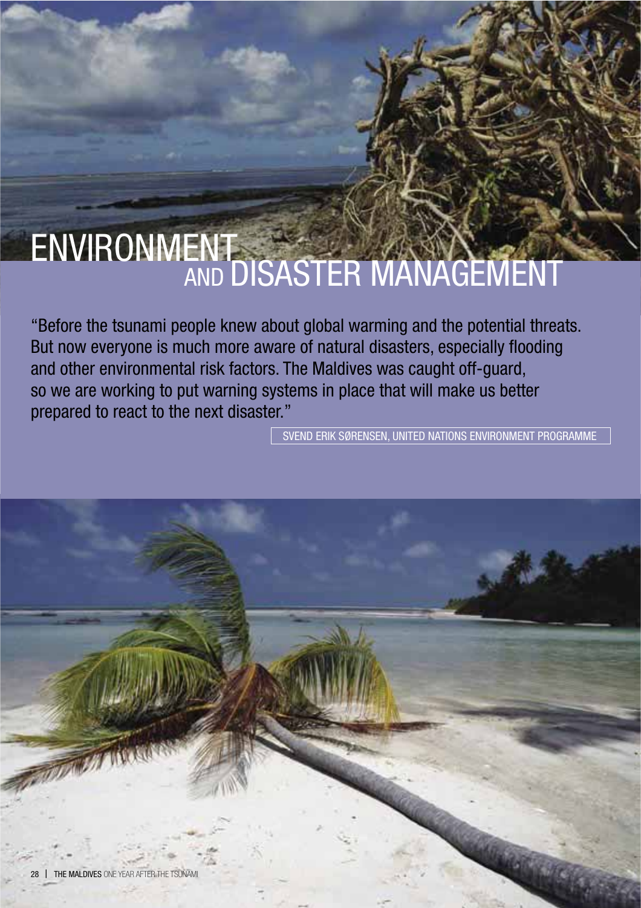# ENVIRONMENT AND DISASTER MANAGEMENT

"Before the tsunami people knew about global warming and the potential threats. But now everyone is much more aware of natural disasters, especially flooding and other environmental risk factors. The Maldives was caught off-guard, so we are working to put warning systems in place that will make us better prepared to react to the next disaster."

SVEND ERIK SØRENSEN, UNITED NATIONS ENVIRONMENT PROGRAMME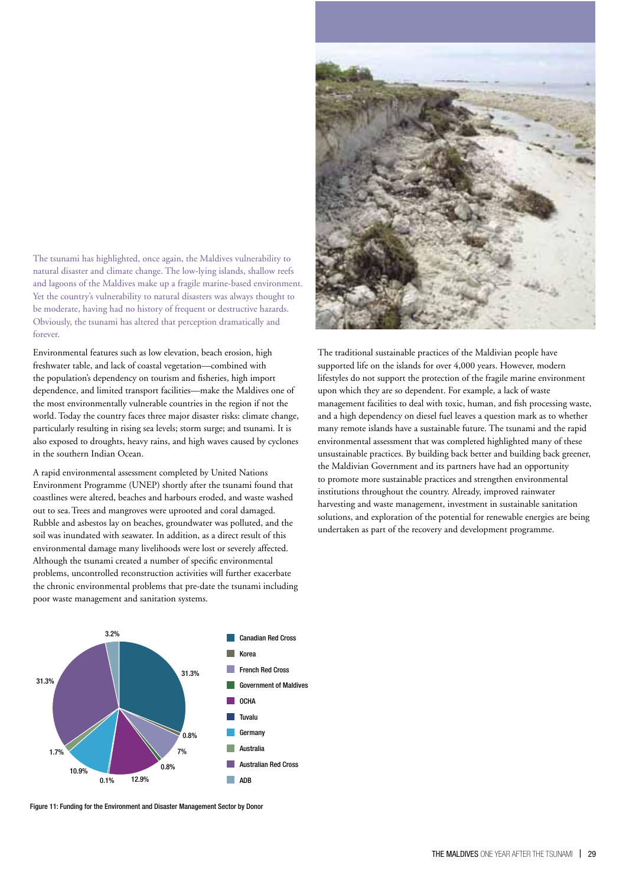The tsunami has highlighted, once again, the Maldives vulnerability to natural disaster and climate change. The low-lying islands, shallow reefs and lagoons of the Maldives make up a fragile marine-based environment. Yet the country's vulnerability to natural disasters was always thought to be moderate, having had no history of frequent or destructive hazards. Obviously, the tsunami has altered that perception dramatically and forever.

Environmental features such as low elevation, beach erosion, high freshwater table, and lack of coastal vegetation—combined with the population's dependency on tourism and fisheries, high import dependence, and limited transport facilities—make the Maldives one of the most environmentally vulnerable countries in the region if not the world. Today the country faces three major disaster risks: climate change, particularly resulting in rising sea levels; storm surge; and tsunami. It is also exposed to droughts, heavy rains, and high waves caused by cyclones in the southern Indian Ocean.

A rapid environmental assessment completed by United Nations Environment Programme (UNEP) shortly after the tsunami found that coastlines were altered, beaches and harbours eroded, and waste washed out to sea. Trees and mangroves were uprooted and coral damaged. Rubble and asbestos lay on beaches, groundwater was polluted, and the soil was inundated with seawater. In addition, as a direct result of this environmental damage many livelihoods were lost or severely affected. Although the tsunami created a number of specific environmental problems, uncontrolled reconstruction activities will further exacerbate the chronic environmental problems that pre-date the tsunami including poor waste management and sanitation systems.

The traditional sustainable practices of the Maldivian people have supported life on the islands for over 4,000 years. However, modern lifestyles do not support the protection of the fragile marine environment upon which they are so dependent. For example, a lack of waste management facilities to deal with toxic, human, and fish processing waste, and a high dependency on diesel fuel leaves a question mark as to whether many remote islands have a sustainable future. The tsunami and the rapid environmental assessment that was completed highlighted many of these unsustainable practices. By building back better and building back greener, the Maldivian Government and its partners have had an opportunity to promote more sustainable practices and strengthen environmental institutions throughout the country. Already, improved rainwater harvesting and waste management, investment in sustainable sanitation solutions, and exploration of the potential for renewable energies are being undertaken as part of the recovery and development programme.

| Donor | Share |
| --- | --- |
| Canadian Red Cross | 31.3% |
| Korea | 0.8% |
| French Red Cross | 7% |
| Government of Maldives | 0.8% |
| OCHA | 12.9% |
| Tuvalu | 0.1% |
| Germany | 10.9% |
| Australia | 1.7% |
| Australian Red Cross | 31.3% |
| ADB | 3.2% |

Figure 11: Funding for the Environment and Disaster Management Sector by Donor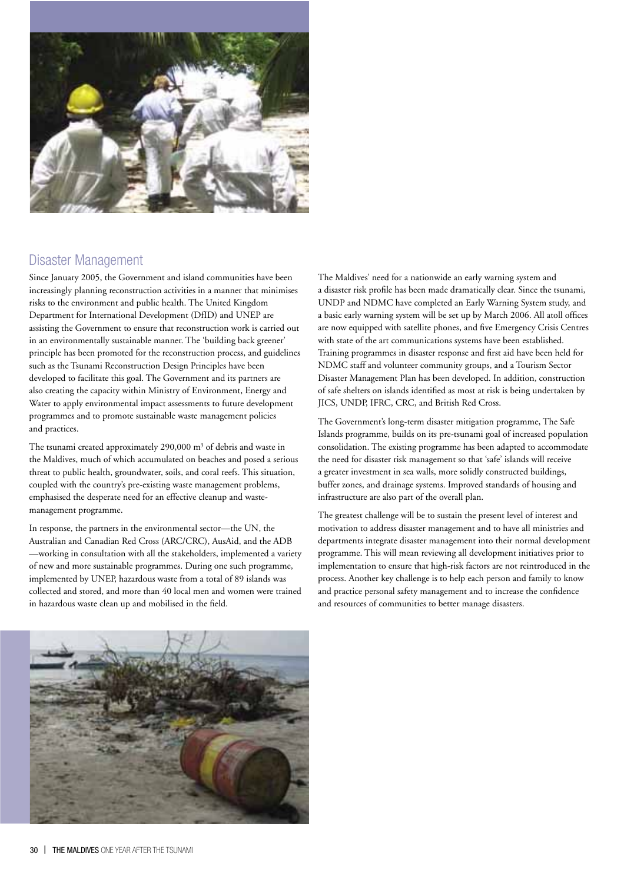## Disaster Management

Since January 2005, the Government and island communities have been increasingly planning reconstruction activities in a manner that minimises risks to the environment and public health. The United Kingdom Department for International Development (DfID) and UNEP are assisting the Government to ensure that reconstruction work is carried out in an environmentally sustainable manner. The 'building back greener' principle has been promoted for the reconstruction process, and guidelines such as the Tsunami Reconstruction Design Principles have been developed to facilitate this goal. The Government and its partners are also creating the capacity within Ministry of Environment, Energy and Water to apply environmental impact assessments to future development programmes and to promote sustainable waste management policies and practices.

The tsunami created approximately 290,000 m³ of debris and waste in the Maldives, much of which accumulated on beaches and posed a serious threat to public health, groundwater, soils, and coral reefs. This situation, coupled with the country's pre-existing waste management problems, emphasised the desperate need for an effective cleanup and waste-management programme.

In response, the partners in the environmental sector—the UN, the Australian and Canadian Red Cross (ARC/CRC), AusAid, and the ADB—working in consultation with all the stakeholders, implemented a variety of new and more sustainable programmes. During one such programme, implemented by UNEP, hazardous waste from a total of 89 islands was collected and stored, and more than 40 local men and women were trained in hazardous waste clean up and mobilised in the field.

The Maldives' need for a nationwide an early warning system and a disaster risk profile has been made dramatically clear. Since the tsunami, UNDP and NDMC have completed an Early Warning System study, and a basic early warning system will be set up by March 2006. All atoll offices are now equipped with satellite phones, and five Emergency Crisis Centres with state of the art communications systems have been established. Training programmes in disaster response and first aid have been held for NDMC staff and volunteer community groups, and a Tourism Sector Disaster Management Plan has been developed. In addition, construction of safe shelters on islands identified as most at risk is being undertaken by JICS, UNDP, IFRC, CRC, and British Red Cross.

The Government's long-term disaster mitigation programme, The Safe Islands programme, builds on its pre-tsunami goal of increased population consolidation. The existing programme has been adapted to accommodate the need for disaster risk management so that 'safe' islands will receive a greater investment in sea walls, more solidly constructed buildings, buffer zones, and drainage systems. Improved standards of housing and infrastructure are also part of the overall plan.

The greatest challenge will be to sustain the present level of interest and motivation to address disaster management and to have all ministries and departments integrate disaster management into their normal development programme. This will mean reviewing all development initiatives prior to implementation to ensure that high-risk factors are not reintroduced in the process. Another key challenge is to help each person and family to know and practice personal safety management and to increase the confidence and resources of communities to better manage disasters.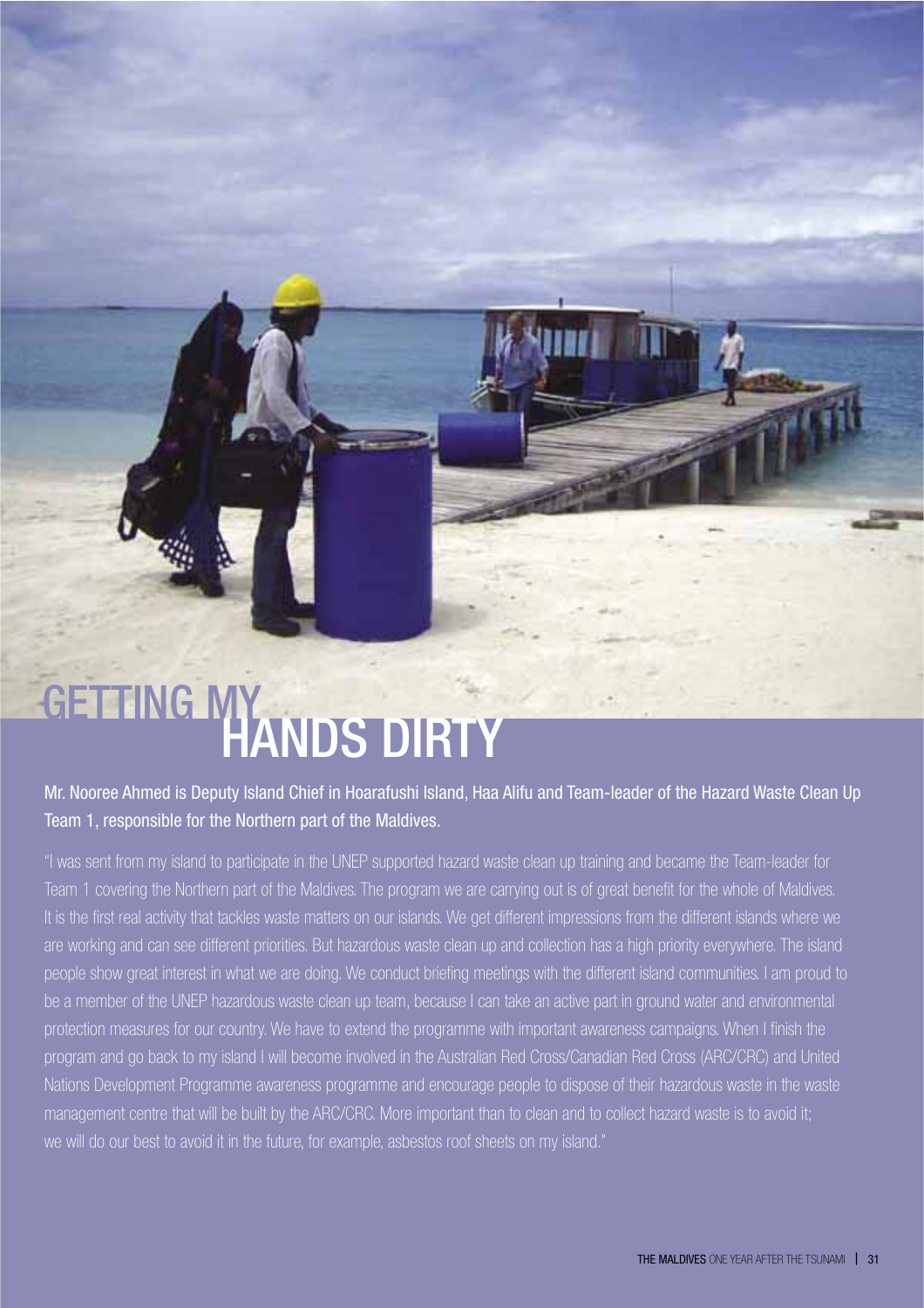# GETTING MY HANDS DIRTY

Mr. Nooree Ahmed is Deputy Island Chief in Hoarafushi Island, Haa Alifu and Team-leader of the Hazard Waste Clean Up Team 1, responsible for the Northern part of the Maldives.

"I was sent from my island to participate in the UNEP supported hazard waste clean up training and became the Team-leader for Team 1 covering the Northern part of the Maldives. The program we are carrying out is of great benefit for the whole of Maldives. It is the first real activity that tackles waste matters on our islands. We get different impressions from the different islands where we are working and can see different priorities. But hazardous waste clean up and collection has a high priority everywhere. The island people show great interest in what we are doing. We conduct briefing meetings with the different island communities. I am proud to be a member of the UNEP hazardous waste clean up team, because I can take an active part in ground water and environmental protection measures for our country. We have to extend the programme with important awareness campaigns. When I finish the program and go back to my island I will become involved in the Australian Red Cross/Canadian Red Cross (ARC/CRC) and United Nations Development Programme awareness programme and encourage people to dispose of their hazardous waste in the waste management centre that will be built by the ARC/CRC. More important than to clean and to collect hazard waste is to avoid it; we will do our best to avoid it in the future, for example, asbestos roof sheets on my island."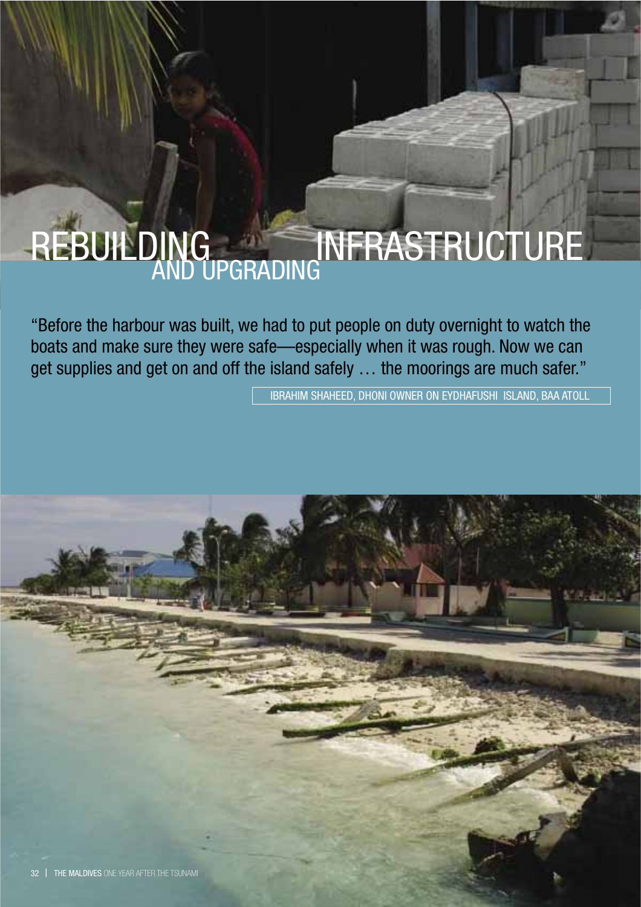# REBUILDING INFRASTRUCTURE AND UPGRADING

"Before the harbour was built, we had to put people on duty overnight to watch the boats and make sure they were safe—especially when it was rough. Now we can get supplies and get on and off the island safely … the moorings are much safer."

IBRAHIM SHAHEED, DHONI OWNER ON EYDHAFUSHI ISLAND, BAA ATOLL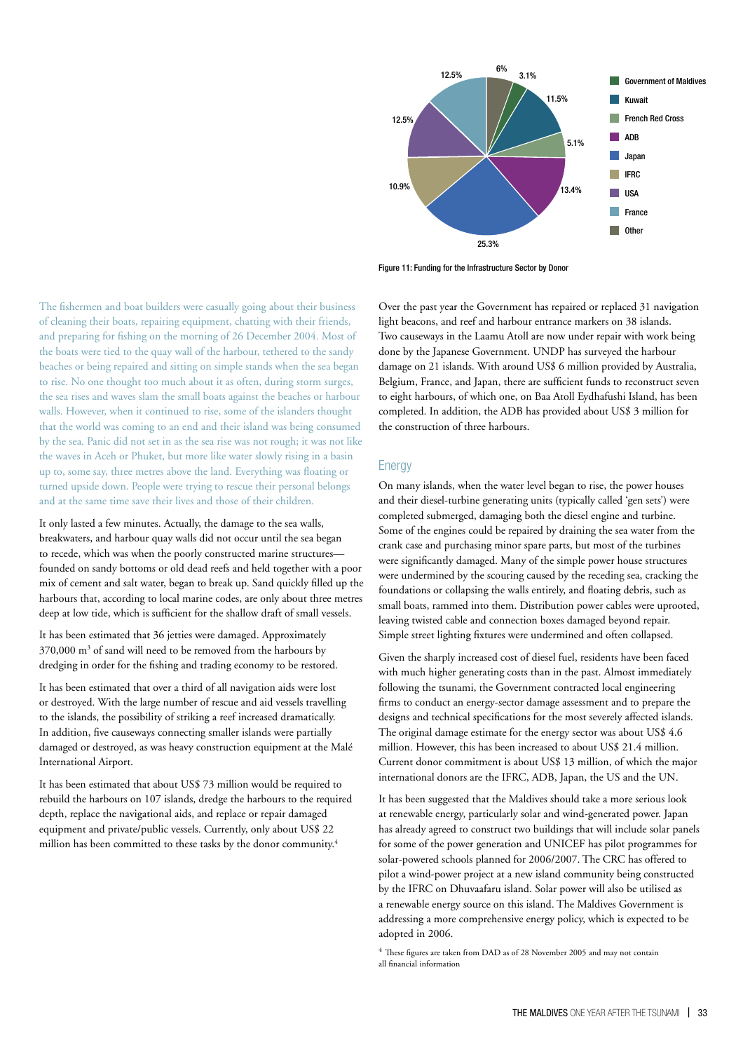Figure 11: Funding for the Infrastructure Sector by Donor

The fishermen and boat builders were casually going about their business of cleaning their boats, repairing equipment, chatting with their friends, and preparing for fishing on the morning of 26 December 2004. Most of the boats were tied to the quay wall of the harbour, tethered to the sandy beaches or being repaired and sitting on simple stands when the sea began to rise. No one thought too much about it as often, during storm surges, the sea rises and waves slam the small boats against the beaches or harbour walls. However, when it continued to rise, some of the islanders thought that the world was coming to an end and their island was being consumed by the sea. Panic did not set in as the sea rise was not rough; it was not like the waves in Aceh or Phuket, but more like water slowly rising in a basin up to, some say, three metres above the land. Everything was floating or turned upside down. People were trying to rescue their personal belongs and at the same time save their lives and those of their children.

It only lasted a few minutes. Actually, the damage to the sea walls, breakwaters, and harbour quay walls did not occur until the sea began to recede, which was when the poorly constructed marine structures—founded on sandy bottoms or old dead reefs and held together with a poor mix of cement and salt water, began to break up. Sand quickly filled up the harbours that, according to local marine codes, are only about three metres deep at low tide, which is sufficient for the shallow draft of small vessels.

It has been estimated that 36 jetties were damaged. Approximately 370,000 m$^3$ of sand will need to be removed from the harbours by dredging in order for the fishing and trading economy to be restored.

It has been estimated that over a third of all navigation aids were lost or destroyed. With the large number of rescue and aid vessels travelling to the islands, the possibility of striking a reef increased dramatically. In addition, five causeways connecting smaller islands were partially damaged or destroyed, as was heavy construction equipment at the Malé International Airport.

It has been estimated that about US$ 73 million would be required to rebuild the harbours on 107 islands, dredge the harbours to the required depth, replace the navigational aids, and replace or repair damaged equipment and private/public vessels. Currently, only about US$ 22 million has been committed to these tasks by the donor community.[4]

Over the past year the Government has repaired or replaced 31 navigation light beacons, and reef and harbour entrance markers on 38 islands. Two causeways in the Laamu Atoll are now under repair with work being done by the Japanese Government. UNDP has surveyed the harbour damage on 21 islands. With around US$ 6 million provided by Australia, Belgium, France, and Japan, there are sufficient funds to reconstruct seven to eight harbours, of which one, on Baa Atoll Eydhafushi Island, has been completed. In addition, the ADB has provided about US$ 3 million for the construction of three harbours.

## Energy

On many islands, when the water level began to rise, the power houses and their diesel-turbine generating units (typically called 'gen sets') were completed submerged, damaging both the diesel engine and turbine. Some of the engines could be repaired by draining the sea water from the crank case and purchasing minor spare parts, but most of the turbines were significantly damaged. Many of the simple power house structures were undermined by the scouring caused by the receding sea, cracking the foundations or collapsing the walls entirely, and floating debris, such as small boats, rammed into them. Distribution power cables were uprooted, leaving twisted cable and connection boxes damaged beyond repair. Simple street lighting fixtures were undermined and often collapsed.

Given the sharply increased cost of diesel fuel, residents have been faced with much higher generating costs than in the past. Almost immediately following the tsunami, the Government contracted local engineering firms to conduct an energy-sector damage assessment and to prepare the designs and technical specifications for the most severely affected islands. The original damage estimate for the energy sector was about US$ 4.6 million. However, this has been increased to about US$ 21.4 million. Current donor commitment is about US$ 13 million, of which the major international donors are the IFRC, ADB, Japan, the US and the UN.

It has been suggested that the Maldives should take a more serious look at renewable energy, particularly solar and wind-generated power. Japan has already agreed to construct two buildings that will include solar panels for some of the power generation and UNICEF has pilot programmes for solar-powered schools planned for 2006/2007. The CRC has offered to pilot a wind-power project at a new island community being constructed by the IFRC on Dhuvaafaru island. Solar power will also be utilised as a renewable energy source on this island. The Maldives Government is addressing a more comprehensive energy policy, which is expected to be adopted in 2006.

[4] These figures are taken from DAD as of 28 November 2005 and may not contain all financial information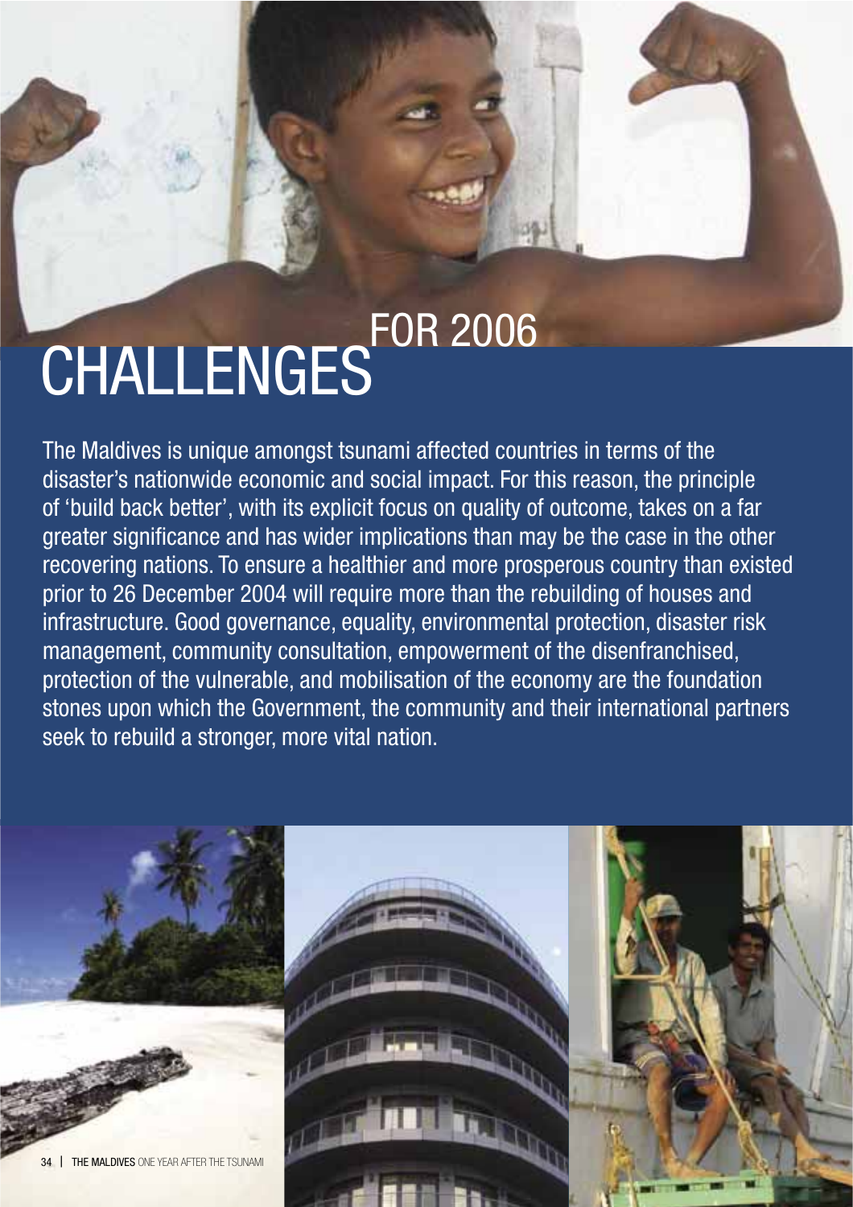# CHALLENGES FOR 2006

The Maldives is unique amongst tsunami affected countries in terms of the disaster's nationwide economic and social impact. For this reason, the principle of 'build back better', with its explicit focus on quality of outcome, takes on a far greater significance and has wider implications than may be the case in the other recovering nations. To ensure a healthier and more prosperous country than existed prior to 26 December 2004 will require more than the rebuilding of houses and infrastructure. Good governance, equality, environmental protection, disaster risk management, community consultation, empowerment of the disenfranchised, protection of the vulnerable, and mobilisation of the economy are the foundation stones upon which the Government, the community and their international partners seek to rebuild a stronger, more vital nation.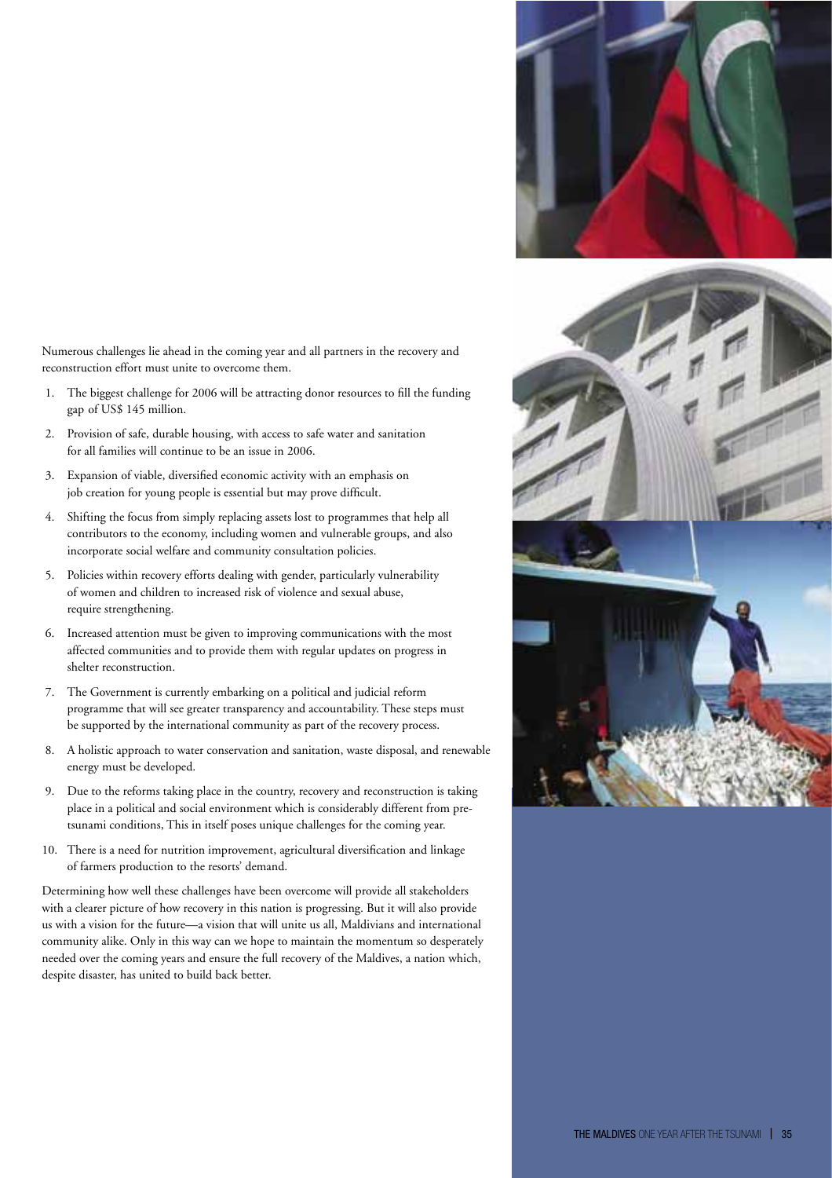Numerous challenges lie ahead in the coming year and all partners in the recovery and reconstruction effort must unite to overcome them.

1. The biggest challenge for 2006 will be attracting donor resources to fill the funding gap of US$ 145 million.
2. Provision of safe, durable housing, with access to safe water and sanitation for all families will continue to be an issue in 2006.
3. Expansion of viable, diversified economic activity with an emphasis on job creation for young people is essential but may prove difficult.
4. Shifting the focus from simply replacing assets lost to programmes that help all contributors to the economy, including women and vulnerable groups, and also incorporate social welfare and community consultation policies.
5. Policies within recovery efforts dealing with gender, particularly vulnerability of women and children to increased risk of violence and sexual abuse, require strengthening.
6. Increased attention must be given to improving communications with the most affected communities and to provide them with regular updates on progress in shelter reconstruction.
7. The Government is currently embarking on a political and judicial reform programme that will see greater transparency and accountability. These steps must be supported by the international community as part of the recovery process.
8. A holistic approach to water conservation and sanitation, waste disposal, and renewable energy must be developed.
9. Due to the reforms taking place in the country, recovery and reconstruction is taking place in a political and social environment which is considerably different from pre-tsunami conditions, This in itself poses unique challenges for the coming year.
10. There is a need for nutrition improvement, agricultural diversification and linkage of farmers production to the resorts' demand.

Determining how well these challenges have been overcome will provide all stakeholders with a clearer picture of how recovery in this nation is progressing. But it will also provide us with a vision for the future—a vision that will unite us all, Maldivians and international community alike. Only in this way can we hope to maintain the momentum so desperately needed over the coming years and ensure the full recovery of the Maldives, a nation which, despite disaster, has united to build back better.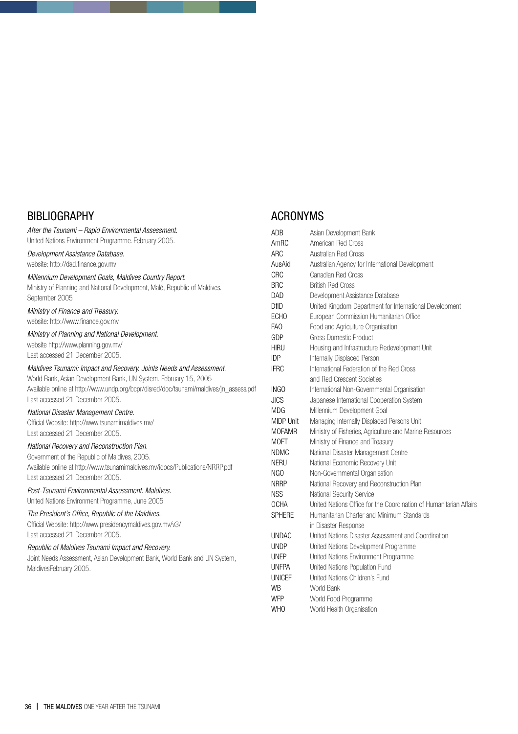## BIBLIOGRAPHY

*After the Tsunami – Rapid Environmental Assessment.*
United Nations Environment Programme. February 2005.

*Development Assistance Database.*
website: http://dad.finance.gov.mv

*Millennium Development Goals, Maldives Country Report.*
Ministry of Planning and National Development, Malé, Republic of Maldives. September 2005

*Ministry of Finance and Treasury.*
website: http://www.finance.gov.mv

*Ministry of Planning and National Development.*
website http://www.planning.gov.mv/
Last accessed 21 December 2005.

*Maldives Tsunami: Impact and Recovery. Joints Needs and Assessment.*
World Bank, Asian Development Bank, UN System. February 15, 2005
Available online at http://www.undp.org/bcpr/disred/doc/tsunami/maldives/jn_assess.pdf
Last accessed 21 December 2005.

*National Disaster Management Centre.*
Official Website: http://www.tsunamimaldives.mv/
Last accessed 21 December 2005.

*National Recovery and Reconstruction Plan.*
Government of the Republic of Maldives, 2005.
Available online at http://www.tsunamimaldives.mv/idocs/Publications/NRRP.pdf
Last accessed 21 December 2005.

*Post-Tsunami Environmental Assessment. Maldives.*
United Nations Environment Programme, June 2005

*The President's Office, Republic of the Maldives.*
Official Website: http://www.presidencymaldives.gov.mv/v3/
Last accessed 21 December 2005.

*Republic of Maldives Tsunami Impact and Recovery.*
Joint Needs Assessment, Asian Development Bank, World Bank and UN System, MaldivesFebruary 2005.

## ACRONYMS

| | |
|---|---|
| ADB | Asian Development Bank |
| AmRC | American Red Cross |
| ARC | Australian Red Cross |
| AusAid | Australian Agency for International Development |
| CRC | Canadian Red Cross |
| BRC | British Red Cross |
| DAD | Development Assistance Database |
| DfID | United Kingdom Department for International Development |
| ECHO | European Commission Humanitarian Office |
| FAO | Food and Agriculture Organisation |
| GDP | Gross Domestic Product |
| HIRU | Housing and Infrastructure Redevelopment Unit |
| IDP | Internally Displaced Person |
| IFRC | International Federation of the Red Cross and Red Crescent Societies |
| INGO | International Non-Governmental Organisation |
| JICS | Japanese International Cooperation System |
| MDG | Millennium Development Goal |
| MIDP Unit | Managing Internally Displaced Persons Unit |
| MOFAMR | Ministry of Fisheries, Agriculture and Marine Resources |
| MOFT | Ministry of Finance and Treasury |
| NDMC | National Disaster Management Centre |
| NERU | National Economic Recovery Unit |
| NGO | Non-Governmental Organisation |
| NRRP | National Recovery and Reconstruction Plan |
| NSS | National Security Service |
| OCHA | United Nations Office for the Coordination of Humanitarian Affairs |
| SPHERE | Humanitarian Charter and Minimum Standards in Disaster Response |
| UNDAC | United Nations Disaster Assessment and Coordination |
| UNDP | United Nations Development Programme |
| UNEP | United Nations Environment Programme |
| UNFPA | United Nations Population Fund |
| UNICEF | United Nations Children's Fund |
| WB | World Bank |
| WFP | World Food Programme |
| WHO | World Health Organisation |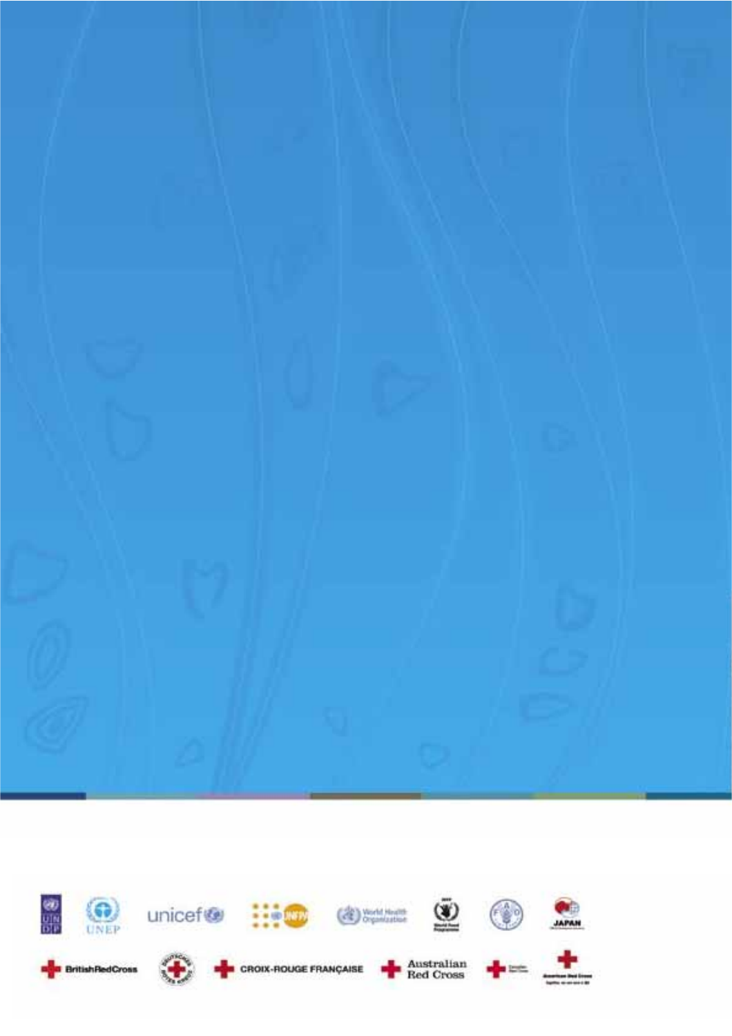UNDP

UNEP

unicef

UNFPA

World Health Organization

World Food Programme

FAO

JAPAN

BritishRedCross

DEUTSCHES ROTES KREUZ

CROIX-ROUGE FRANÇAISE

Australian Red Cross

American Red Cross